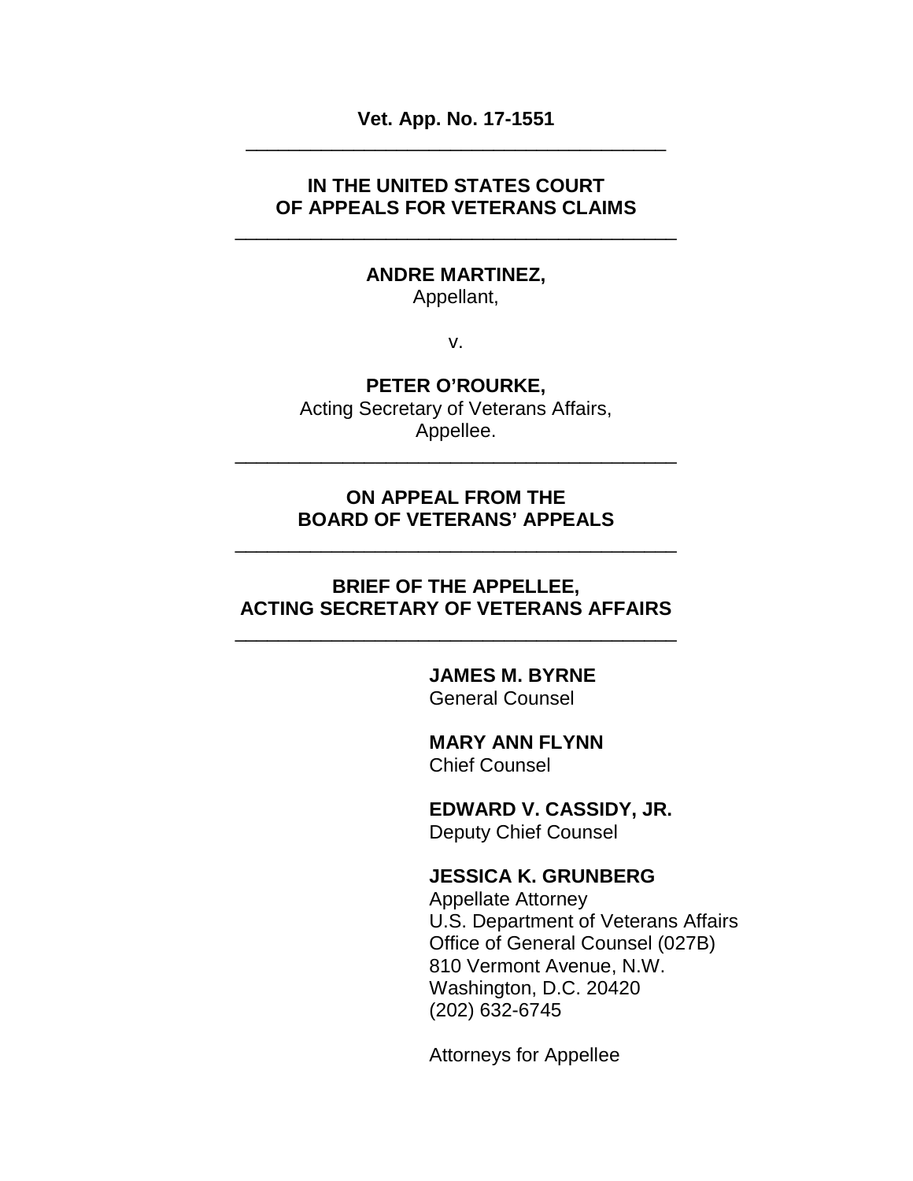**Vet. App. No. 17-1551**

---

**IN THE UNITED STATES COURT OF APPEALS FOR VETERANS CLAIMS**

---

**ANDRE MARTINEZ,**
Appellant,

v.

**PETER O'ROURKE,**
Acting Secretary of Veterans Affairs,
Appellee.

---

**ON APPEAL FROM THE BOARD OF VETERANS' APPEALS**

---

**BRIEF OF THE APPELLEE, ACTING SECRETARY OF VETERANS AFFAIRS**

---

**JAMES M. BYRNE**
General Counsel

**MARY ANN FLYNN**
Chief Counsel

**EDWARD V. CASSIDY, JR.**
Deputy Chief Counsel

**JESSICA K. GRUNBERG**
Appellate Attorney
U.S. Department of Veterans Affairs
Office of General Counsel (027B)
810 Vermont Avenue, N.W.
Washington, D.C. 20420
(202) 632-6745

Attorneys for Appellee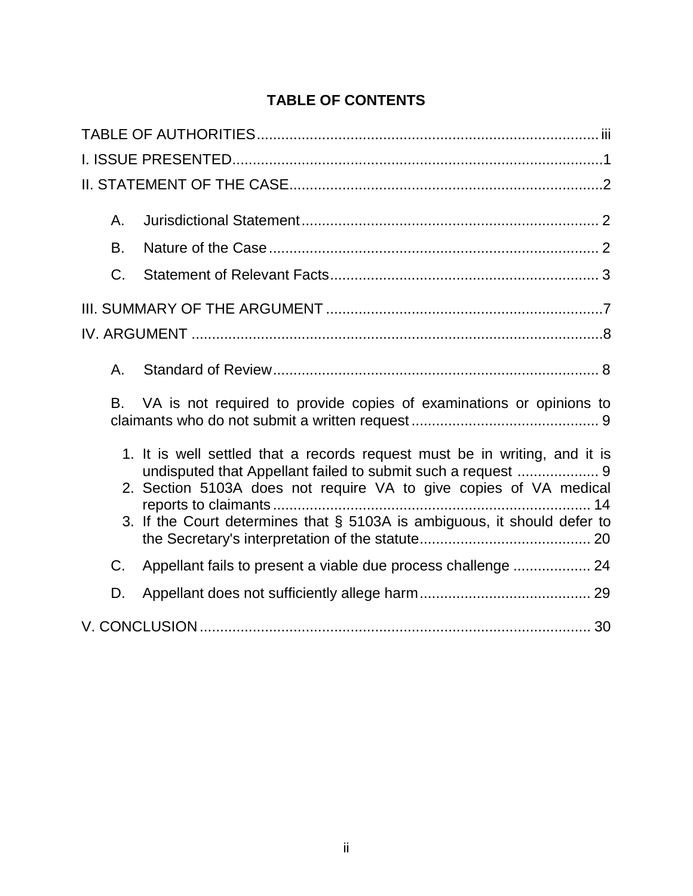## TABLE OF CONTENTS

TABLE OF AUTHORITIES .................................................................................. iii

I. ISSUE PRESENTED .......................................................................................... 1

II. STATEMENT OF THE CASE ............................................................................ 2

- A. Jurisdictional Statement ........................................................................ 2
- B. Nature of the Case ................................................................................ 2
- C. Statement of Relevant Facts .................................................................. 3

III. SUMMARY OF THE ARGUMENT .................................................................... 7

IV. ARGUMENT ..................................................................................................... 8

- A. Standard of Review ................................................................................ 8
- B. VA is not required to provide copies of examinations or opinions to claimants who do not submit a written request ............................................. 9
  1. It is well settled that a records request must be in writing, and it is undisputed that Appellant failed to submit such a request .................... 9
  2. Section 5103A does not require VA to give copies of VA medical reports to claimants .............................................................................. 14
  3. If the Court determines that § 5103A is ambiguous, it should defer to the Secretary's interpretation of the statute .......................................... 20
- C. Appellant fails to present a viable due process challenge ................... 24
- D. Appellant does not sufficiently allege harm .......................................... 29

V. CONCLUSION ................................................................................................ 30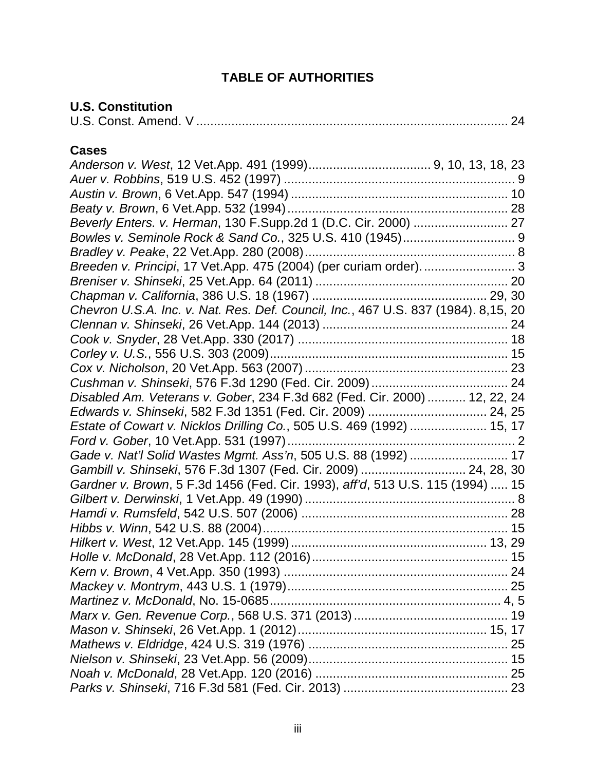## TABLE OF AUTHORITIES

### U.S. Constitution

U.S. Const. Amend. V ........................................................................................ 24

### Cases

*Anderson v. West*, 12 Vet.App. 491 (1999).................................. 9, 10, 13, 18, 23
*Auer v. Robbins*, 519 U.S. 452 (1997) .................................................................. 9
*Austin v. Brown*, 6 Vet.App. 547 (1994) ............................................................. 10
*Beaty v. Brown*, 6 Vet.App. 532 (1994).............................................................. 28
*Beverly Enters. v. Herman*, 130 F.Supp.2d 1 (D.C. Cir. 2000) .......................... 27
*Bowles v. Seminole Rock & Sand Co.*, 325 U.S. 410 (1945)............................... 9
*Bradley v. Peake*, 22 Vet.App. 280 (2008)........................................................... 8
*Breeden v. Principi*, 17 Vet.App. 475 (2004) (per curiam order). ......................... 3
*Breniser v. Shinseki*, 25 Vet.App. 64 (2011) ...................................................... 20
*Chapman v. California*, 386 U.S. 18 (1967) ................................................. 29, 30
*Chevron U.S.A. Inc. v. Nat. Res. Def. Council, Inc.*, 467 U.S. 837 (1984). 8,15, 20
*Clennan v. Shinseki*, 26 Vet.App. 144 (2013) .................................................... 24
*Cook v. Snyder*, 28 Vet.App. 330 (2017) ............................................................ 18
*Corley v. U.S.*, 556 U.S. 303 (2009)................................................................... 15
*Cox v. Nicholson*, 20 Vet.App. 563 (2007) .......................................................... 23
*Cushman v. Shinseki*, 576 F.3d 1290 (Fed. Cir. 2009) ....................................... 24
*Disabled Am. Veterans v. Gober*, 234 F.3d 682 (Fed. Cir. 2000) ........... 12, 22, 24
*Edwards v. Shinseki*, 582 F.3d 1351 (Fed. Cir. 2009) .................................. 24, 25
*Estate of Cowart v. Nicklos Drilling Co.*, 505 U.S. 469 (1992) ...................... 15, 17
*Ford v. Gober*, 10 Vet.App. 531 (1997)................................................................. 2
*Gade v. Nat'l Solid Wastes Mgmt. Ass'n*, 505 U.S. 88 (1992) ............................ 17
*Gambill v. Shinseki*, 576 F.3d 1307 (Fed. Cir. 2009) .............................. 24, 28, 30
*Gardner v. Brown*, 5 F.3d 1456 (Fed. Cir. 1993), *aff'd*, 513 U.S. 115 (1994) ..... 15
*Gilbert v. Derwinski*, 1 Vet.App. 49 (1990) ............................................................ 8
*Hamdi v. Rumsfeld*, 542 U.S. 507 (2006) ........................................................... 28
*Hibbs v. Winn*, 542 U.S. 88 (2004)...................................................................... 15
*Hilkert v. West*, 12 Vet.App. 145 (1999)......................................................... 13, 29
*Holle v. McDonald*, 28 Vet.App. 112 (2016)........................................................ 15
*Kern v. Brown*, 4 Vet.App. 350 (1993) ................................................................ 24
*Mackey v. Montrym*, 443 U.S. 1 (1979)............................................................... 25
*Martinez v. McDonald*, No. 15-0685.................................................................. 4, 5
*Marx v. Gen. Revenue Corp.*, 568 U.S. 371 (2013) ............................................ 19
*Mason v. Shinseki*, 26 Vet.App. 1 (2012)....................................................... 15, 17
*Mathews v. Eldridge*, 424 U.S. 319 (1976) ......................................................... 25
*Nielson v. Shinseki*, 23 Vet.App. 56 (2009)......................................................... 15
*Noah v. McDonald*, 28 Vet.App. 120 (2016) ....................................................... 25
*Parks v. Shinseki*, 716 F.3d 581 (Fed. Cir. 2013) ............................................... 23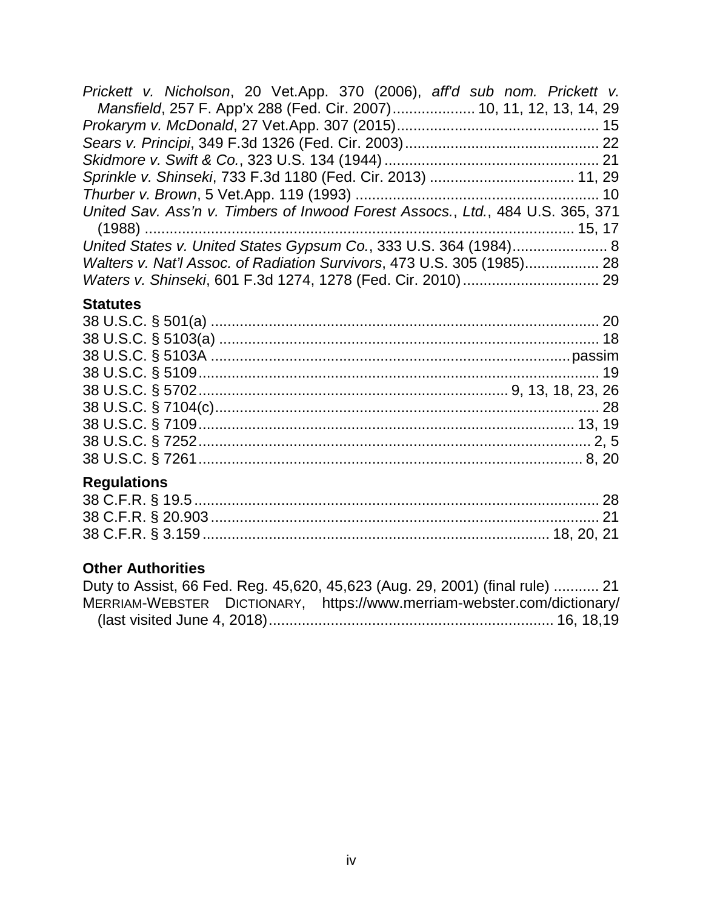*Prickett v. Nicholson*, 20 Vet.App. 370 (2006), *aff'd sub nom. Prickett v. Mansfield*, 257 F. App'x 288 (Fed. Cir. 2007).................... 10, 11, 12, 13, 14, 29

*Prokarym v. McDonald*, 27 Vet.App. 307 (2015)................................................ 15

*Sears v. Principi*, 349 F.3d 1326 (Fed. Cir. 2003)............................................... 22

*Skidmore v. Swift & Co.*, 323 U.S. 134 (1944).................................................... 21

*Sprinkle v. Shinseki*, 733 F.3d 1180 (Fed. Cir. 2013) .................................. 11, 29

*Thurber v. Brown*, 5 Vet.App. 119 (1993) .......................................................... 10

*United Sav. Ass'n v. Timbers of Inwood Forest Assocs., Ltd.*, 484 U.S. 365, 371 (1988) ...................................................................................................... 15, 17

*United States v. United States Gypsum Co.*, 333 U.S. 364 (1984)....................... 8

*Walters v. Nat'l Assoc. of Radiation Survivors*, 473 U.S. 305 (1985).................. 28

*Waters v. Shinseki*, 601 F.3d 1274, 1278 (Fed. Cir. 2010)................................. 29

### Statutes

38 U.S.C. § 501(a) ............................................................................................ 20

38 U.S.C. § 5103(a) .......................................................................................... 18

38 U.S.C. § 5103A .......................................................................................passim

38 U.S.C. § 5109............................................................................................... 19

38 U.S.C. § 5702.......................................................................... 9, 13, 18, 23, 26

38 U.S.C. § 7104(c)........................................................................................... 28

38 U.S.C. § 7109........................................................................................... 13, 19

38 U.S.C. § 7252.............................................................................................. 2, 5

38 U.S.C. § 7261............................................................................................ 8, 20

### Regulations

38 C.F.R. § 19.5.................................................................................................. 28

38 C.F.R. § 20.903.............................................................................................. 21

38 C.F.R. § 3.159................................................................................. 18, 20, 21

### Other Authorities

Duty to Assist, 66 Fed. Reg. 45,620, 45,623 (Aug. 29, 2001) (final rule) ........... 21

MERRIAM-WEBSTER DICTIONARY, https://www.merriam-webster.com/dictionary/ (last visited June 4, 2018).................................................................... 16, 18,19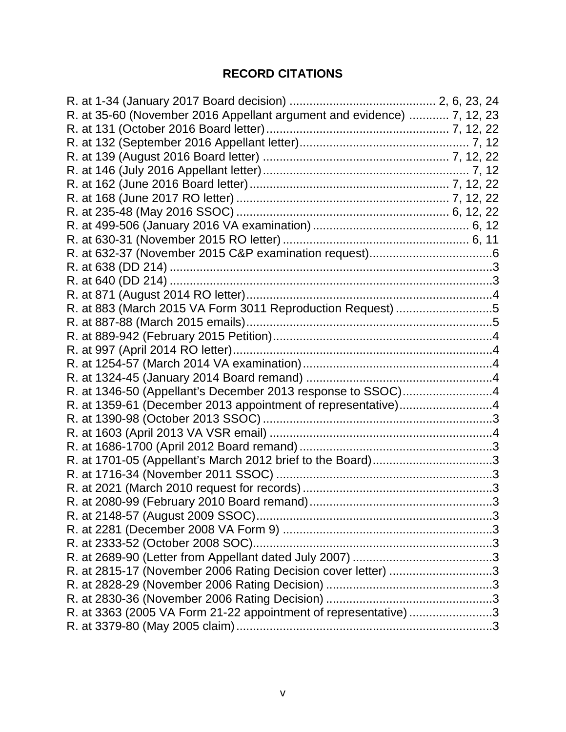## RECORD CITATIONS

R. at 1-34 (January 2017 Board decision) ........................................... 2, 6, 23, 24
R. at 35-60 (November 2016 Appellant argument and evidence) ............ 7, 12, 23
R. at 131 (October 2016 Board letter)...................................................... 7, 12, 22
R. at 132 (September 2016 Appellant letter)................................................... 7, 12
R. at 139 (August 2016 Board letter) ....................................................... 7, 12, 22
R. at 146 (July 2016 Appellant letter)............................................................... 7, 12
R. at 162 (June 2016 Board letter)........................................................... 7, 12, 22
R. at 168 (June 2017 RO letter) .............................................................. 7, 12, 22
R. at 235-48 (May 2016 SSOC) .............................................................. 6, 12, 22
R. at 499-506 (January 2016 VA examination) .............................................. 6, 12
R. at 630-31 (November 2015 RO letter) ........................................................ 6, 11
R. at 632-37 (November 2015 C&P examination request).....................................6
R. at 638 (DD 214) ................................................................................................3
R. at 640 (DD 214) ................................................................................................3
R. at 871 (August 2014 RO letter)..........................................................................4
R. at 883 (March 2015 VA Form 3011 Reproduction Request) .............................5
R. at 887-88 (March 2015 emails)..........................................................................5
R. at 889-942 (February 2015 Petition)..................................................................4
R. at 997 (April 2014 RO letter)..............................................................................4
R. at 1254-57 (March 2014 VA examination).........................................................4
R. at 1324-45 (January 2014 Board remand) ........................................................4
R. at 1346-50 (Appellant's December 2013 response to SSOC)...........................4
R. at 1359-61 (December 2013 appointment of representative)............................4
R. at 1390-98 (October 2013 SSOC) .....................................................................3
R. at 1603 (April 2013 VA VSR email) ...................................................................4
R. at 1686-1700 (April 2012 Board remand) ...........................................................3
R. at 1701-05 (Appellant's March 2012 brief to the Board)....................................3
R. at 1716-34 (November 2011 SSOC) .................................................................3
R. at 2021 (March 2010 request for records)..........................................................3
R. at 2080-99 (February 2010 Board remand)........................................................3
R. at 2148-57 (August 2009 SSOC).......................................................................3
R. at 2281 (December 2008 VA Form 9) ...............................................................3
R. at 2333-52 (October 2008 SOC)........................................................................3
R. at 2689-90 (Letter from Appellant dated July 2007) ...........................................3
R. at 2815-17 (November 2006 Rating Decision cover letter) ...............................3
R. at 2828-29 (November 2006 Rating Decision) ..................................................3
R. at 2830-36 (November 2006 Rating Decision) ..................................................3
R. at 3363 (2005 VA Form 21-22 appointment of representative) .........................3
R. at 3379-80 (May 2005 claim).............................................................................3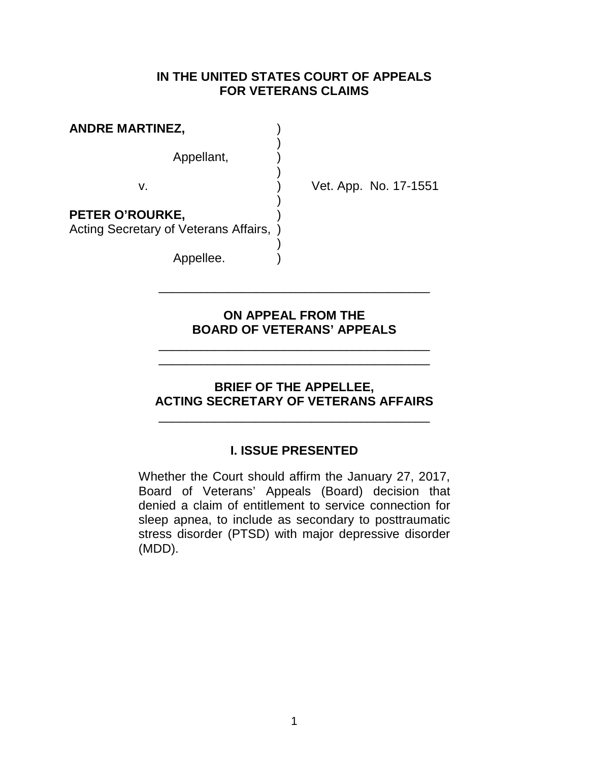**IN THE UNITED STATES COURT OF APPEALS FOR VETERANS CLAIMS**

| | | |
|---|---|---|
| **ANDRE MARTINEZ,** | ) | |
| | ) | |
| Appellant, | ) | |
| | ) | |
| v. | ) | Vet. App. No. 17-1551 |
| | ) | |
| **PETER O'ROURKE,** | ) | |
| Acting Secretary of Veterans Affairs, | ) | |
| | ) | |
| Appellee. | ) | |

---

**ON APPEAL FROM THE BOARD OF VETERANS' APPEALS**

---

**BRIEF OF THE APPELLEE, ACTING SECRETARY OF VETERANS AFFAIRS**

---

## I. ISSUE PRESENTED

Whether the Court should affirm the January 27, 2017, Board of Veterans' Appeals (Board) decision that denied a claim of entitlement to service connection for sleep apnea, to include as secondary to posttraumatic stress disorder (PTSD) with major depressive disorder (MDD).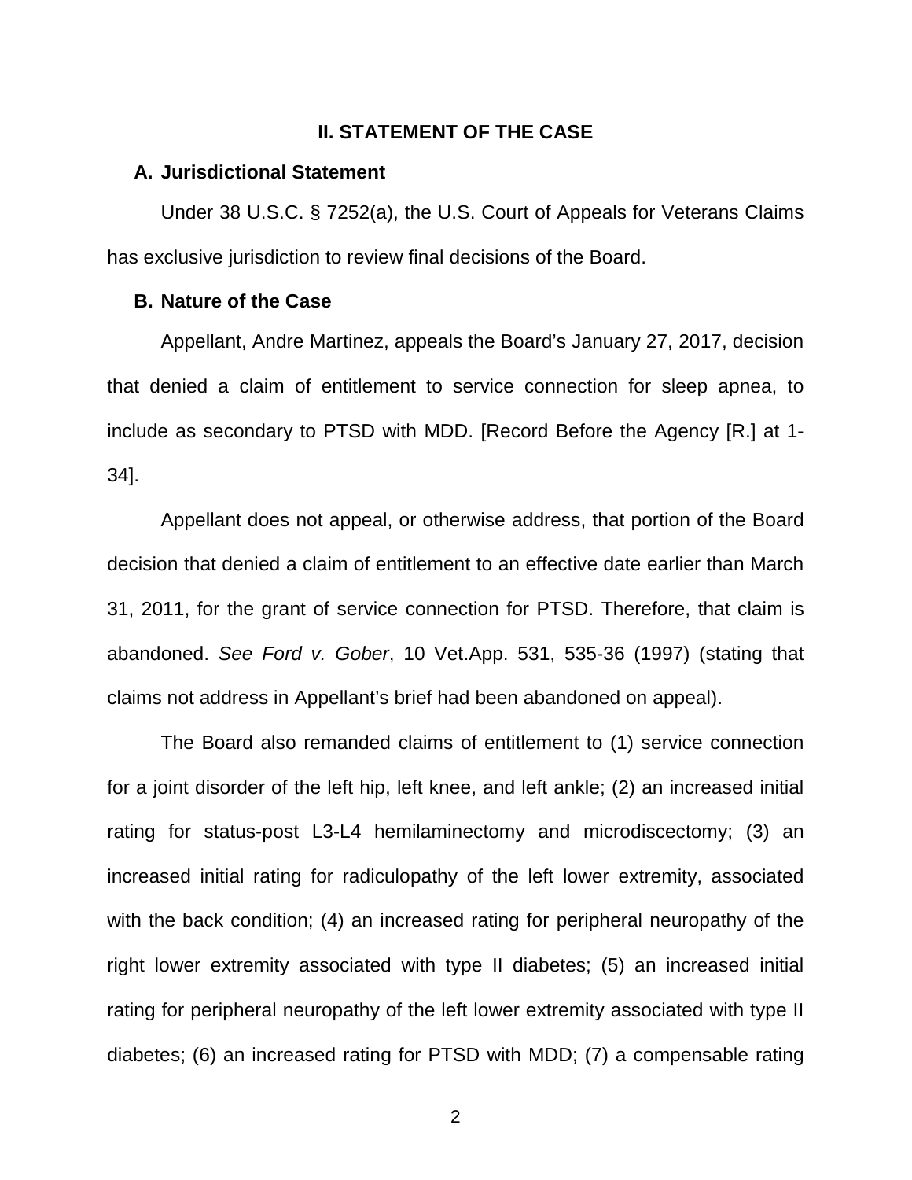## II. STATEMENT OF THE CASE

### A. Jurisdictional Statement

Under 38 U.S.C. § 7252(a), the U.S. Court of Appeals for Veterans Claims has exclusive jurisdiction to review final decisions of the Board.

### B. Nature of the Case

Appellant, Andre Martinez, appeals the Board's January 27, 2017, decision that denied a claim of entitlement to service connection for sleep apnea, to include as secondary to PTSD with MDD. [Record Before the Agency [R.] at 1-34].

Appellant does not appeal, or otherwise address, that portion of the Board decision that denied a claim of entitlement to an effective date earlier than March 31, 2011, for the grant of service connection for PTSD. Therefore, that claim is abandoned. *See Ford v. Gober*, 10 Vet.App. 531, 535-36 (1997) (stating that claims not address in Appellant's brief had been abandoned on appeal).

The Board also remanded claims of entitlement to (1) service connection for a joint disorder of the left hip, left knee, and left ankle; (2) an increased initial rating for status-post L3-L4 hemilaminectomy and microdiscectomy; (3) an increased initial rating for radiculopathy of the left lower extremity, associated with the back condition; (4) an increased rating for peripheral neuropathy of the right lower extremity associated with type II diabetes; (5) an increased initial rating for peripheral neuropathy of the left lower extremity associated with type II diabetes; (6) an increased rating for PTSD with MDD; (7) a compensable rating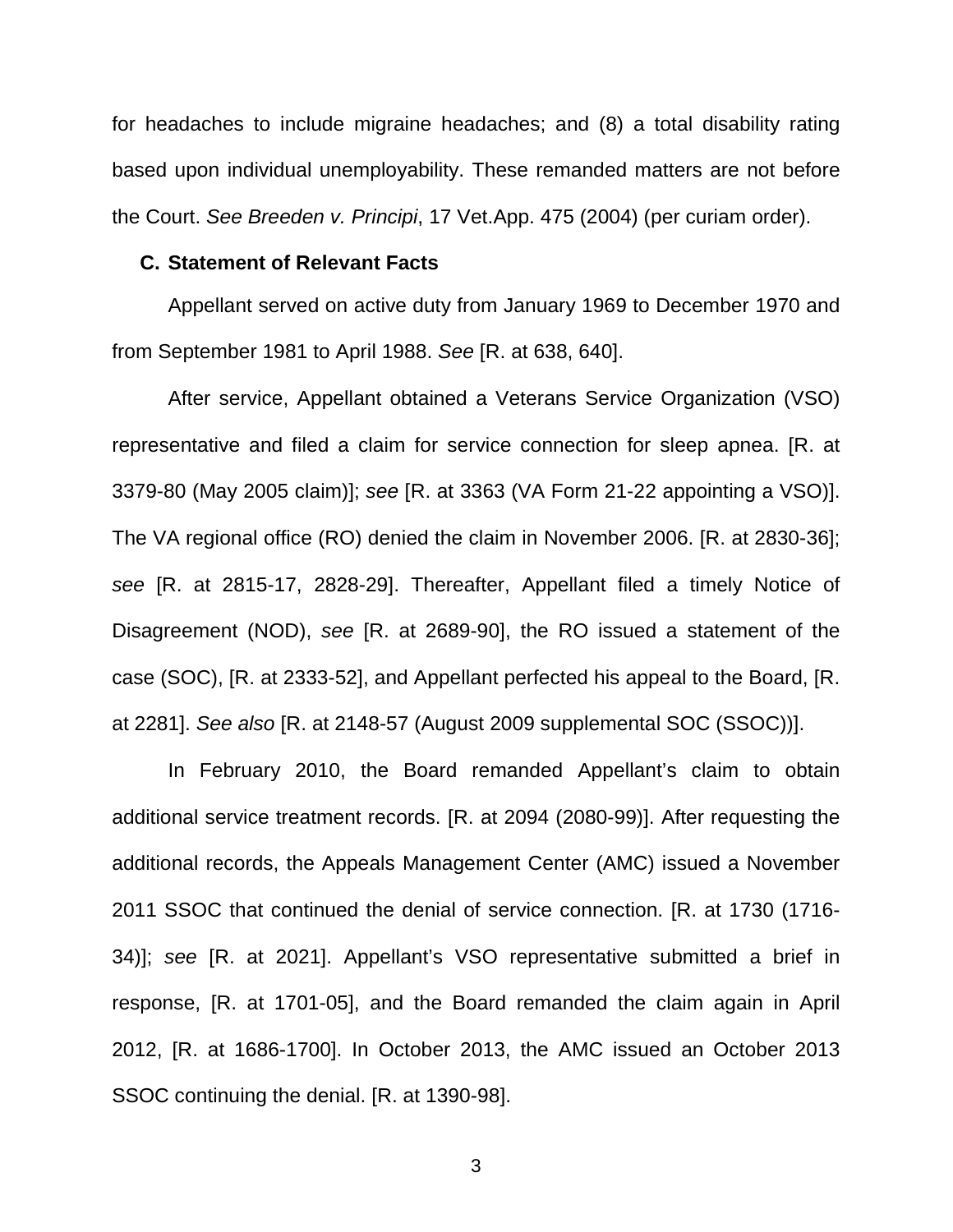for headaches to include migraine headaches; and (8) a total disability rating based upon individual unemployability. These remanded matters are not before the Court. *See Breeden v. Principi*, 17 Vet.App. 475 (2004) (per curiam order).

### C. Statement of Relevant Facts

Appellant served on active duty from January 1969 to December 1970 and from September 1981 to April 1988. *See* [R. at 638, 640].

After service, Appellant obtained a Veterans Service Organization (VSO) representative and filed a claim for service connection for sleep apnea. [R. at 3379-80 (May 2005 claim)]; *see* [R. at 3363 (VA Form 21-22 appointing a VSO)]. The VA regional office (RO) denied the claim in November 2006. [R. at 2830-36]; *see* [R. at 2815-17, 2828-29]. Thereafter, Appellant filed a timely Notice of Disagreement (NOD), *see* [R. at 2689-90], the RO issued a statement of the case (SOC), [R. at 2333-52], and Appellant perfected his appeal to the Board, [R. at 2281]. *See also* [R. at 2148-57 (August 2009 supplemental SOC (SSOC))].

In February 2010, the Board remanded Appellant's claim to obtain additional service treatment records. [R. at 2094 (2080-99)]. After requesting the additional records, the Appeals Management Center (AMC) issued a November 2011 SSOC that continued the denial of service connection. [R. at 1730 (1716-34)]; *see* [R. at 2021]. Appellant's VSO representative submitted a brief in response, [R. at 1701-05], and the Board remanded the claim again in April 2012, [R. at 1686-1700]. In October 2013, the AMC issued an October 2013 SSOC continuing the denial. [R. at 1390-98].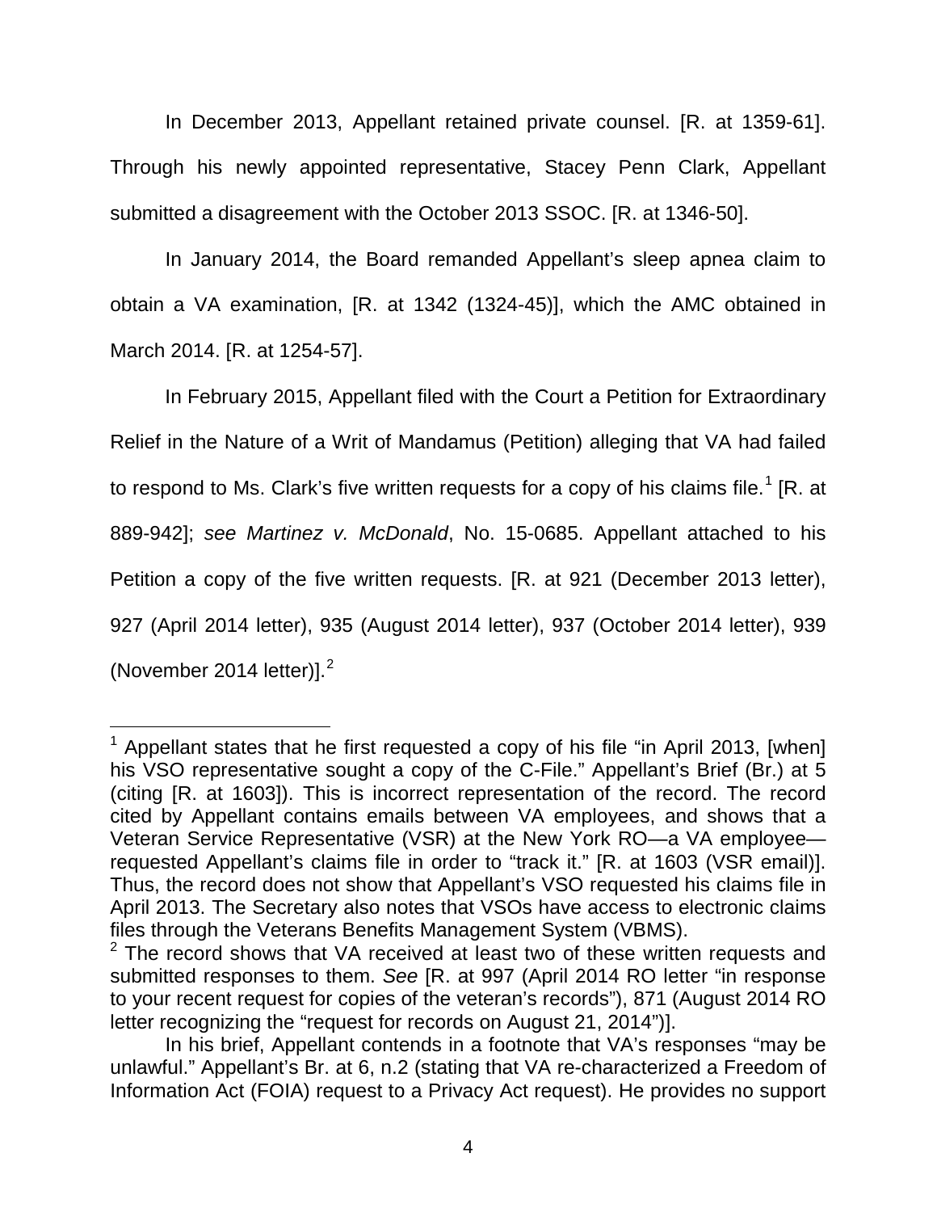In December 2013, Appellant retained private counsel. [R. at 1359-61]. Through his newly appointed representative, Stacey Penn Clark, Appellant submitted a disagreement with the October 2013 SSOC. [R. at 1346-50].

In January 2014, the Board remanded Appellant's sleep apnea claim to obtain a VA examination, [R. at 1342 (1324-45)], which the AMC obtained in March 2014. [R. at 1254-57].

In February 2015, Appellant filed with the Court a Petition for Extraordinary Relief in the Nature of a Writ of Mandamus (Petition) alleging that VA had failed to respond to Ms. Clark's five written requests for a copy of his claims file.[1] [R. at 889-942]; *see Martinez v. McDonald*, No. 15-0685. Appellant attached to his Petition a copy of the five written requests. [R. at 921 (December 2013 letter), 927 (April 2014 letter), 935 (August 2014 letter), 937 (October 2014 letter), 939 (November 2014 letter)].[2]

---

[1] Appellant states that he first requested a copy of his file "in April 2013, [when] his VSO representative sought a copy of the C-File." Appellant's Brief (Br.) at 5 (citing [R. at 1603]). This is incorrect representation of the record. The record cited by Appellant contains emails between VA employees, and shows that a Veteran Service Representative (VSR) at the New York RO—a VA employee—requested Appellant's claims file in order to "track it." [R. at 1603 (VSR email)]. Thus, the record does not show that Appellant's VSO requested his claims file in April 2013. The Secretary also notes that VSOs have access to electronic claims files through the Veterans Benefits Management System (VBMS).

[2] The record shows that VA received at least two of these written requests and submitted responses to them. *See* [R. at 997 (April 2014 RO letter "in response to your recent request for copies of the veteran's records"), 871 (August 2014 RO letter recognizing the "request for records on August 21, 2014")].

In his brief, Appellant contends in a footnote that VA's responses "may be unlawful." Appellant's Br. at 6, n.2 (stating that VA re-characterized a Freedom of Information Act (FOIA) request to a Privacy Act request). He provides no support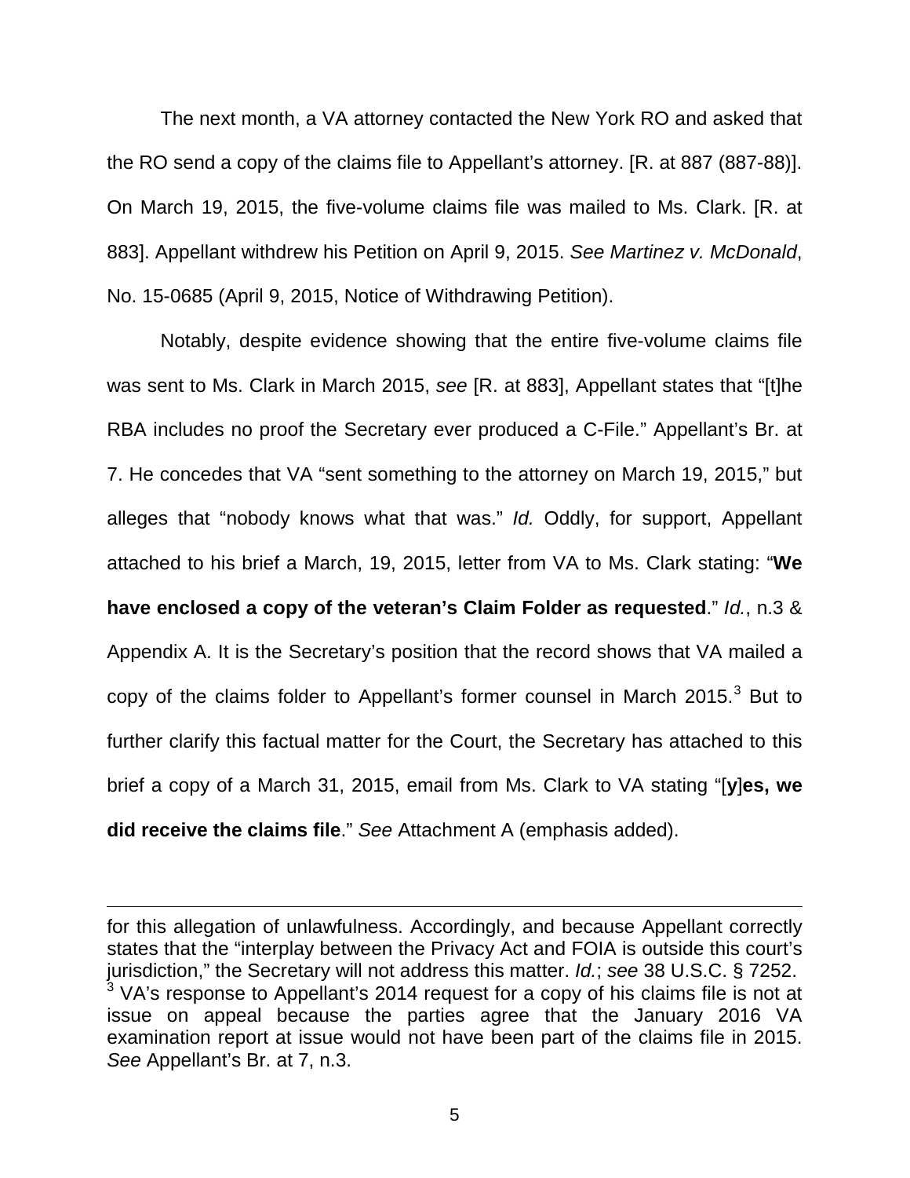The next month, a VA attorney contacted the New York RO and asked that the RO send a copy of the claims file to Appellant's attorney. [R. at 887 (887-88)]. On March 19, 2015, the five-volume claims file was mailed to Ms. Clark. [R. at 883]. Appellant withdrew his Petition on April 9, 2015. *See Martinez v. McDonald*, No. 15-0685 (April 9, 2015, Notice of Withdrawing Petition).

Notably, despite evidence showing that the entire five-volume claims file was sent to Ms. Clark in March 2015, *see* [R. at 883], Appellant states that "[t]he RBA includes no proof the Secretary ever produced a C-File." Appellant's Br. at 7. He concedes that VA "sent something to the attorney on March 19, 2015," but alleges that "nobody knows what that was." *Id.* Oddly, for support, Appellant attached to his brief a March, 19, 2015, letter from VA to Ms. Clark stating: "**We have enclosed a copy of the veteran's Claim Folder as requested**." *Id.*, n.3 & Appendix A. It is the Secretary's position that the record shows that VA mailed a copy of the claims folder to Appellant's former counsel in March 2015.[3] But to further clarify this factual matter for the Court, the Secretary has attached to this brief a copy of a March 31, 2015, email from Ms. Clark to VA stating "[**y**]**es, we did receive the claims file**." *See* Attachment A (emphasis added).

---

for this allegation of unlawfulness. Accordingly, and because Appellant correctly states that the "interplay between the Privacy Act and FOIA is outside this court's jurisdiction," the Secretary will not address this matter. *Id.*; *see* 38 U.S.C. § 7252.

[3] VA's response to Appellant's 2014 request for a copy of his claims file is not at issue on appeal because the parties agree that the January 2016 VA examination report at issue would not have been part of the claims file in 2015. *See* Appellant's Br. at 7, n.3.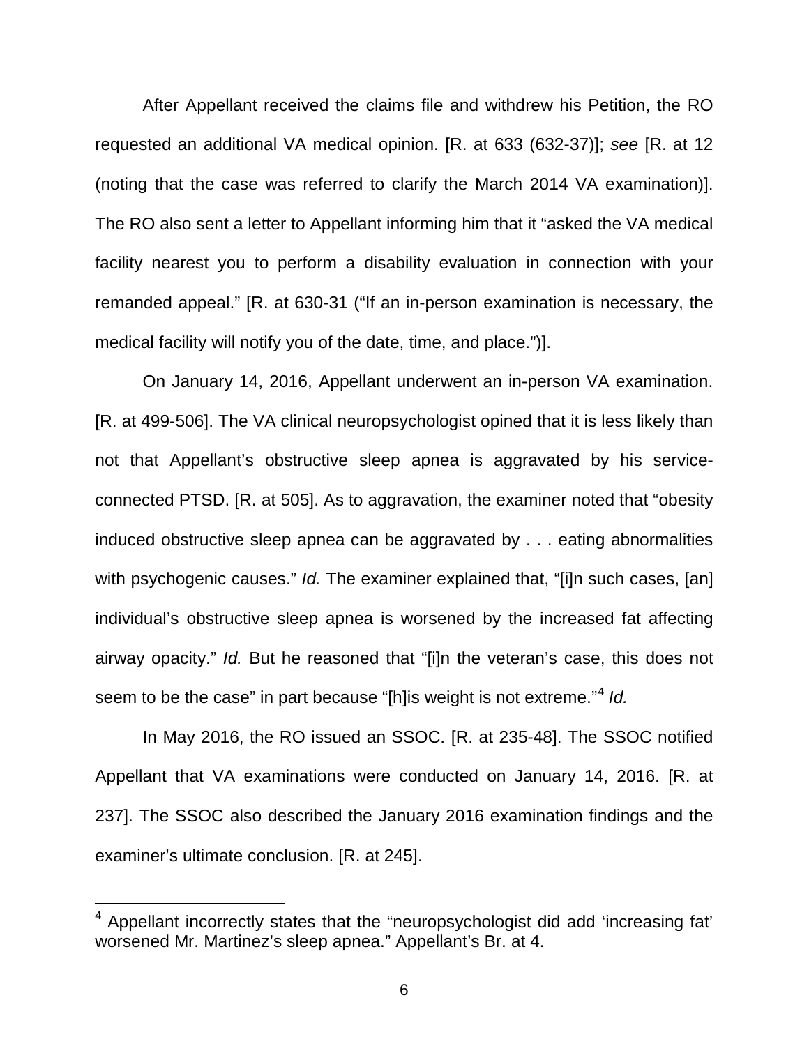After Appellant received the claims file and withdrew his Petition, the RO requested an additional VA medical opinion. [R. at 633 (632-37)]; *see* [R. at 12 (noting that the case was referred to clarify the March 2014 VA examination)]. The RO also sent a letter to Appellant informing him that it "asked the VA medical facility nearest you to perform a disability evaluation in connection with your remanded appeal." [R. at 630-31 ("If an in-person examination is necessary, the medical facility will notify you of the date, time, and place.")].

On January 14, 2016, Appellant underwent an in-person VA examination. [R. at 499-506]. The VA clinical neuropsychologist opined that it is less likely than not that Appellant's obstructive sleep apnea is aggravated by his service-connected PTSD. [R. at 505]. As to aggravation, the examiner noted that "obesity induced obstructive sleep apnea can be aggravated by . . . eating abnormalities with psychogenic causes." *Id.* The examiner explained that, "[i]n such cases, [an] individual's obstructive sleep apnea is worsened by the increased fat affecting airway opacity." *Id.* But he reasoned that "[i]n the veteran's case, this does not seem to be the case" in part because "[h]is weight is not extreme."[4] *Id.*

In May 2016, the RO issued an SSOC. [R. at 235-48]. The SSOC notified Appellant that VA examinations were conducted on January 14, 2016. [R. at 237]. The SSOC also described the January 2016 examination findings and the examiner's ultimate conclusion. [R. at 245].

---

[4] Appellant incorrectly states that the "neuropsychologist did add 'increasing fat' worsened Mr. Martinez's sleep apnea." Appellant's Br. at 4.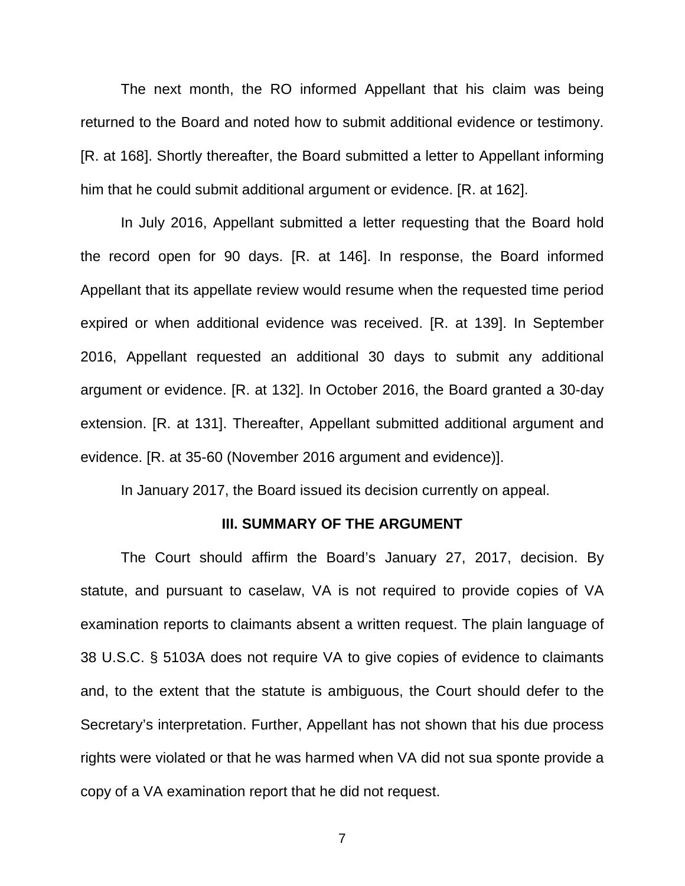The next month, the RO informed Appellant that his claim was being returned to the Board and noted how to submit additional evidence or testimony. [R. at 168]. Shortly thereafter, the Board submitted a letter to Appellant informing him that he could submit additional argument or evidence. [R. at 162].

In July 2016, Appellant submitted a letter requesting that the Board hold the record open for 90 days. [R. at 146]. In response, the Board informed Appellant that its appellate review would resume when the requested time period expired or when additional evidence was received. [R. at 139]. In September 2016, Appellant requested an additional 30 days to submit any additional argument or evidence. [R. at 132]. In October 2016, the Board granted a 30-day extension. [R. at 131]. Thereafter, Appellant submitted additional argument and evidence. [R. at 35-60 (November 2016 argument and evidence)].

In January 2017, the Board issued its decision currently on appeal.

## III. SUMMARY OF THE ARGUMENT

The Court should affirm the Board's January 27, 2017, decision. By statute, and pursuant to caselaw, VA is not required to provide copies of VA examination reports to claimants absent a written request. The plain language of 38 U.S.C. § 5103A does not require VA to give copies of evidence to claimants and, to the extent that the statute is ambiguous, the Court should defer to the Secretary's interpretation. Further, Appellant has not shown that his due process rights were violated or that he was harmed when VA did not sua sponte provide a copy of a VA examination report that he did not request.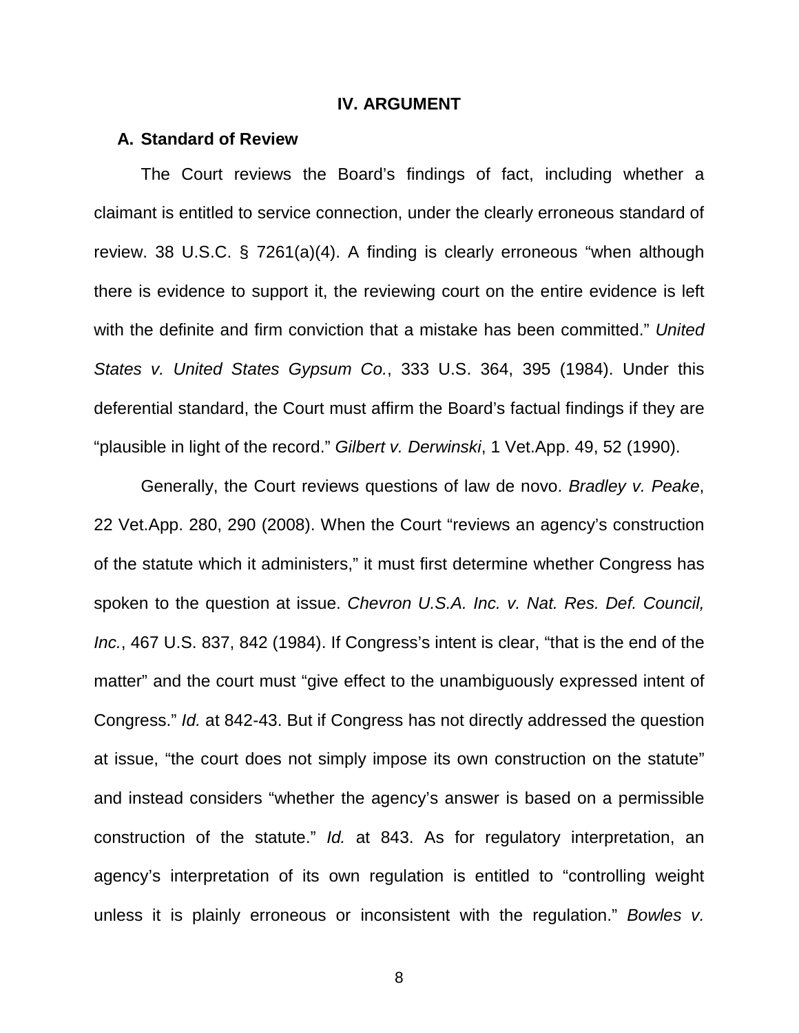## IV. ARGUMENT

### A. Standard of Review

The Court reviews the Board's findings of fact, including whether a claimant is entitled to service connection, under the clearly erroneous standard of review. 38 U.S.C. § 7261(a)(4). A finding is clearly erroneous "when although there is evidence to support it, the reviewing court on the entire evidence is left with the definite and firm conviction that a mistake has been committed." *United States v. United States Gypsum Co.*, 333 U.S. 364, 395 (1984). Under this deferential standard, the Court must affirm the Board's factual findings if they are "plausible in light of the record." *Gilbert v. Derwinski*, 1 Vet.App. 49, 52 (1990).

Generally, the Court reviews questions of law de novo. *Bradley v. Peake*, 22 Vet.App. 280, 290 (2008). When the Court "reviews an agency's construction of the statute which it administers," it must first determine whether Congress has spoken to the question at issue. *Chevron U.S.A. Inc. v. Nat. Res. Def. Council, Inc.*, 467 U.S. 837, 842 (1984). If Congress's intent is clear, "that is the end of the matter" and the court must "give effect to the unambiguously expressed intent of Congress." *Id.* at 842-43. But if Congress has not directly addressed the question at issue, "the court does not simply impose its own construction on the statute" and instead considers "whether the agency's answer is based on a permissible construction of the statute." *Id.* at 843. As for regulatory interpretation, an agency's interpretation of its own regulation is entitled to "controlling weight unless it is plainly erroneous or inconsistent with the regulation." *Bowles v.*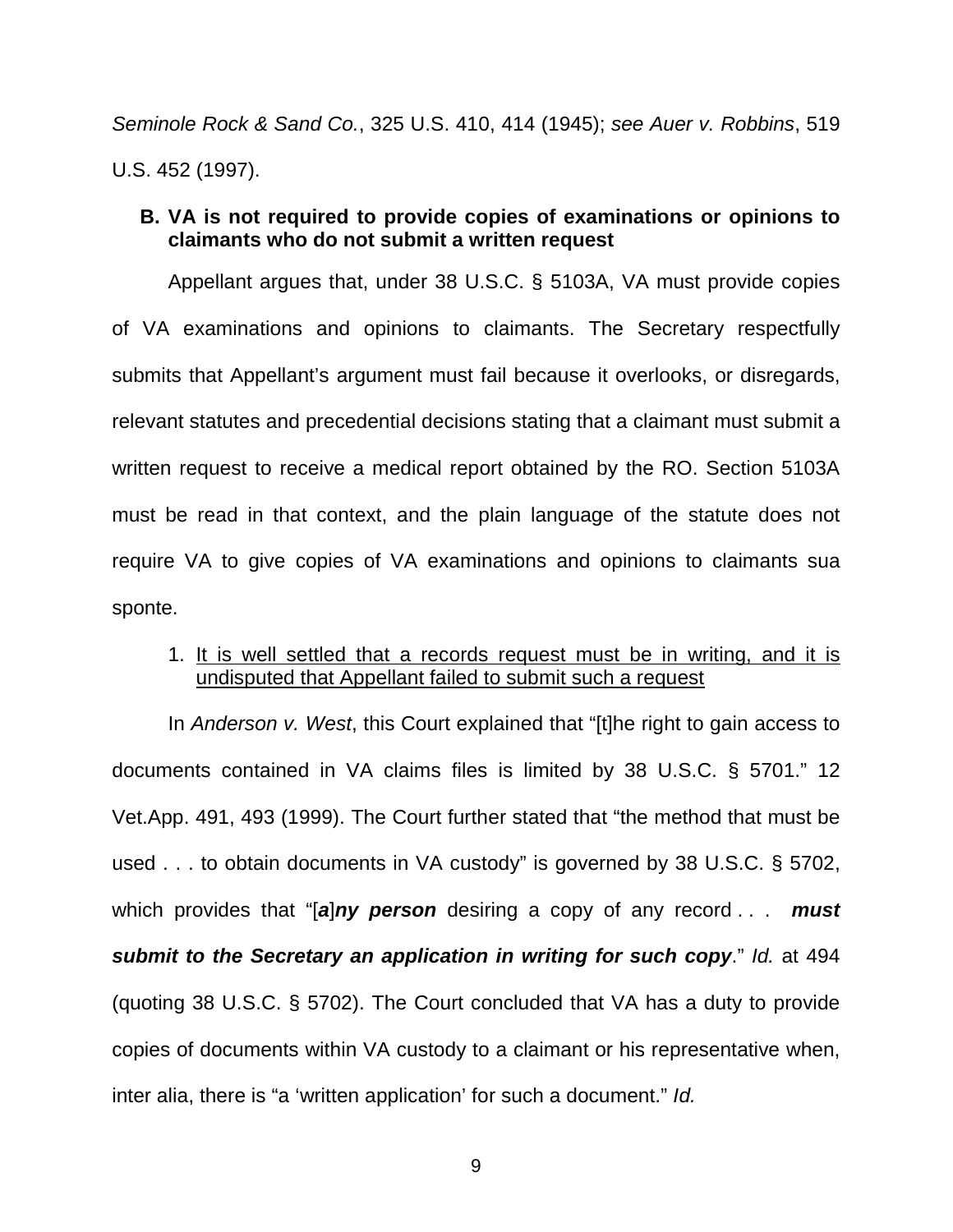*Seminole Rock & Sand Co.*, 325 U.S. 410, 414 (1945); *see Auer v. Robbins*, 519 U.S. 452 (1997).

**B. VA is not required to provide copies of examinations or opinions to claimants who do not submit a written request**

Appellant argues that, under 38 U.S.C. § 5103A, VA must provide copies of VA examinations and opinions to claimants. The Secretary respectfully submits that Appellant's argument must fail because it overlooks, or disregards, relevant statutes and precedential decisions stating that a claimant must submit a written request to receive a medical report obtained by the RO. Section 5103A must be read in that context, and the plain language of the statute does not require VA to give copies of VA examinations and opinions to claimants sua sponte.

1. <u>It is well settled that a records request must be in writing, and it is undisputed that Appellant failed to submit such a request</u>

In *Anderson v. West*, this Court explained that "[t]he right to gain access to documents contained in VA claims files is limited by 38 U.S.C. § 5701." 12 Vet.App. 491, 493 (1999). The Court further stated that "the method that must be used . . . to obtain documents in VA custody" is governed by 38 U.S.C. § 5702, which provides that "[***a***]***ny person*** desiring a copy of any record . . . ***must submit to the Secretary an application in writing for such copy***." *Id.* at 494 (quoting 38 U.S.C. § 5702). The Court concluded that VA has a duty to provide copies of documents within VA custody to a claimant or his representative when, inter alia, there is "a 'written application' for such a document." *Id.*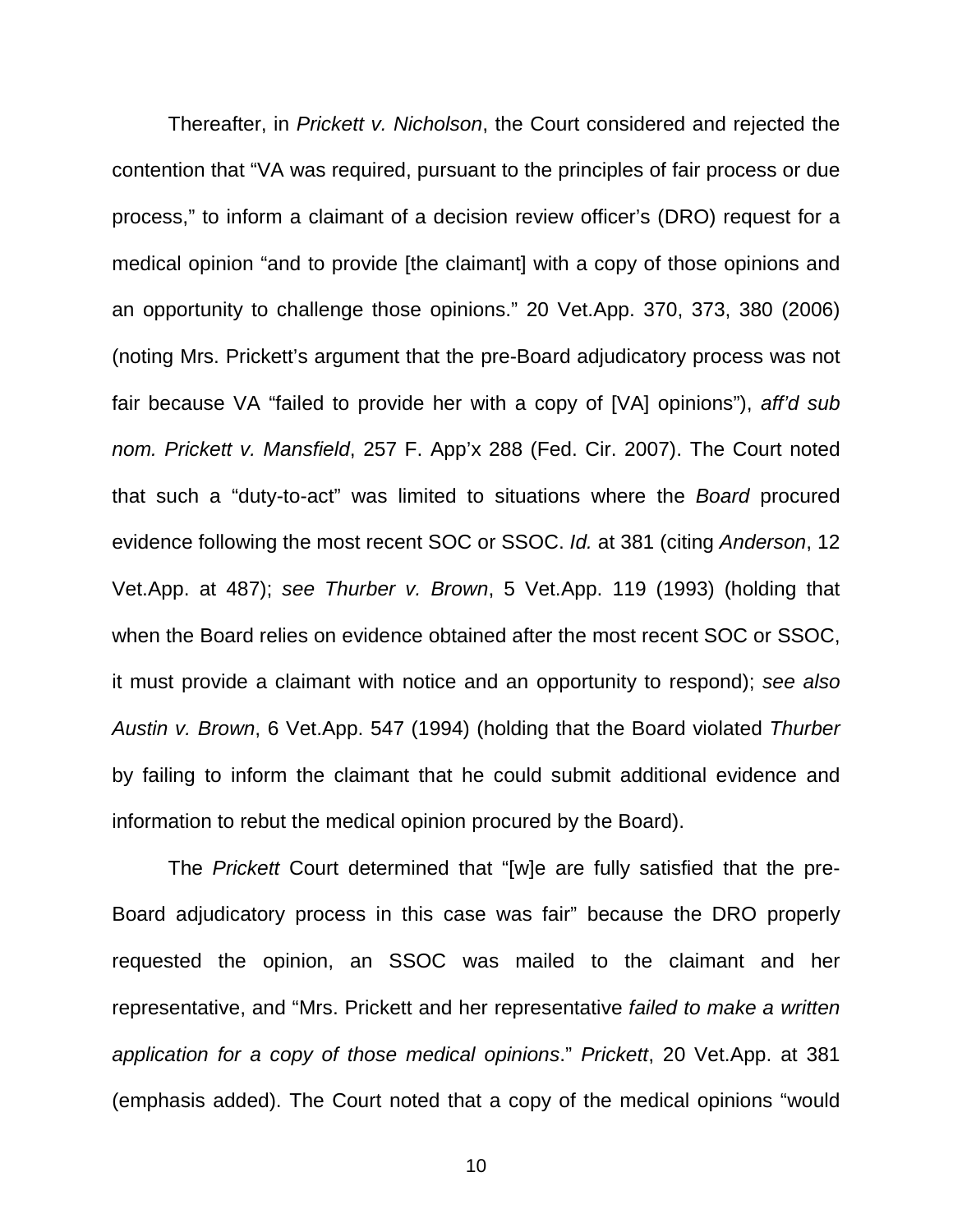Thereafter, in *Prickett v. Nicholson*, the Court considered and rejected the contention that "VA was required, pursuant to the principles of fair process or due process," to inform a claimant of a decision review officer's (DRO) request for a medical opinion "and to provide [the claimant] with a copy of those opinions and an opportunity to challenge those opinions." 20 Vet.App. 370, 373, 380 (2006) (noting Mrs. Prickett's argument that the pre-Board adjudicatory process was not fair because VA "failed to provide her with a copy of [VA] opinions"), *aff'd sub nom. Prickett v. Mansfield*, 257 F. App'x 288 (Fed. Cir. 2007). The Court noted that such a "duty-to-act" was limited to situations where the *Board* procured evidence following the most recent SOC or SSOC. *Id.* at 381 (citing *Anderson*, 12 Vet.App. at 487); *see Thurber v. Brown*, 5 Vet.App. 119 (1993) (holding that when the Board relies on evidence obtained after the most recent SOC or SSOC, it must provide a claimant with notice and an opportunity to respond); *see also Austin v. Brown*, 6 Vet.App. 547 (1994) (holding that the Board violated *Thurber* by failing to inform the claimant that he could submit additional evidence and information to rebut the medical opinion procured by the Board).

The *Prickett* Court determined that "[w]e are fully satisfied that the pre-Board adjudicatory process in this case was fair" because the DRO properly requested the opinion, an SSOC was mailed to the claimant and her representative, and "Mrs. Prickett and her representative *failed to make a written application for a copy of those medical opinions*." *Prickett*, 20 Vet.App. at 381 (emphasis added). The Court noted that a copy of the medical opinions "would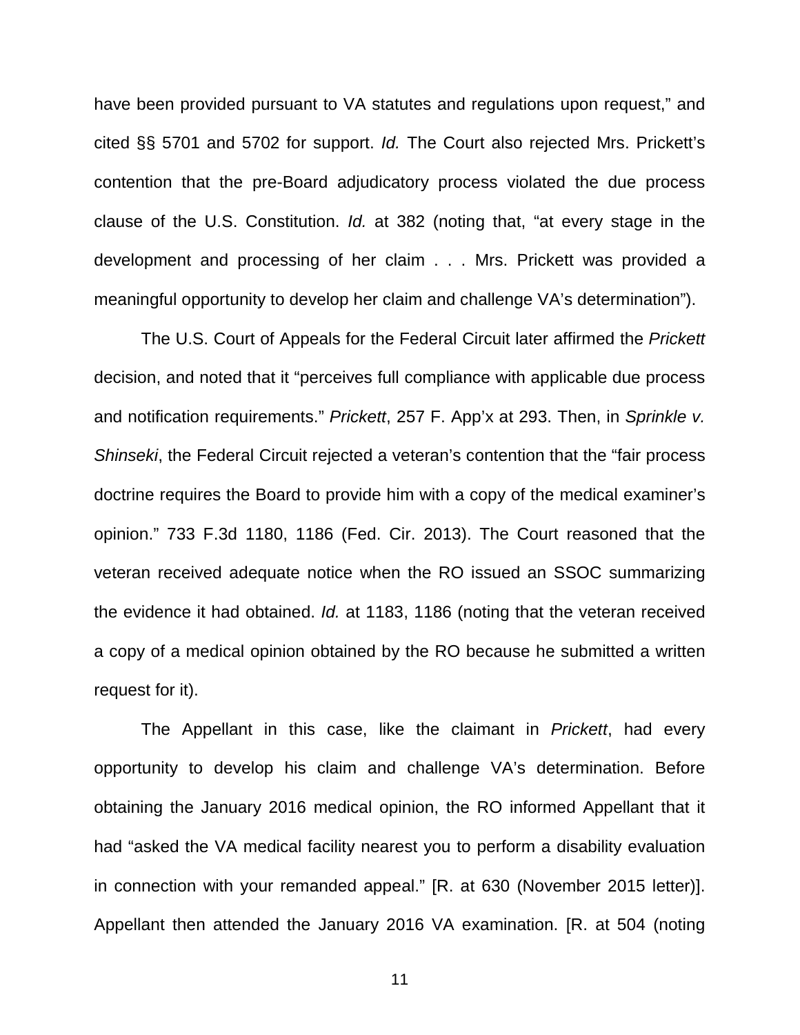have been provided pursuant to VA statutes and regulations upon request," and cited §§ 5701 and 5702 for support. *Id.* The Court also rejected Mrs. Prickett's contention that the pre-Board adjudicatory process violated the due process clause of the U.S. Constitution. *Id.* at 382 (noting that, "at every stage in the development and processing of her claim . . . Mrs. Prickett was provided a meaningful opportunity to develop her claim and challenge VA's determination").

The U.S. Court of Appeals for the Federal Circuit later affirmed the *Prickett* decision, and noted that it "perceives full compliance with applicable due process and notification requirements." *Prickett*, 257 F. App'x at 293. Then, in *Sprinkle v. Shinseki*, the Federal Circuit rejected a veteran's contention that the "fair process doctrine requires the Board to provide him with a copy of the medical examiner's opinion." 733 F.3d 1180, 1186 (Fed. Cir. 2013). The Court reasoned that the veteran received adequate notice when the RO issued an SSOC summarizing the evidence it had obtained. *Id.* at 1183, 1186 (noting that the veteran received a copy of a medical opinion obtained by the RO because he submitted a written request for it).

The Appellant in this case, like the claimant in *Prickett*, had every opportunity to develop his claim and challenge VA's determination. Before obtaining the January 2016 medical opinion, the RO informed Appellant that it had "asked the VA medical facility nearest you to perform a disability evaluation in connection with your remanded appeal." [R. at 630 (November 2015 letter)]. Appellant then attended the January 2016 VA examination. [R. at 504 (noting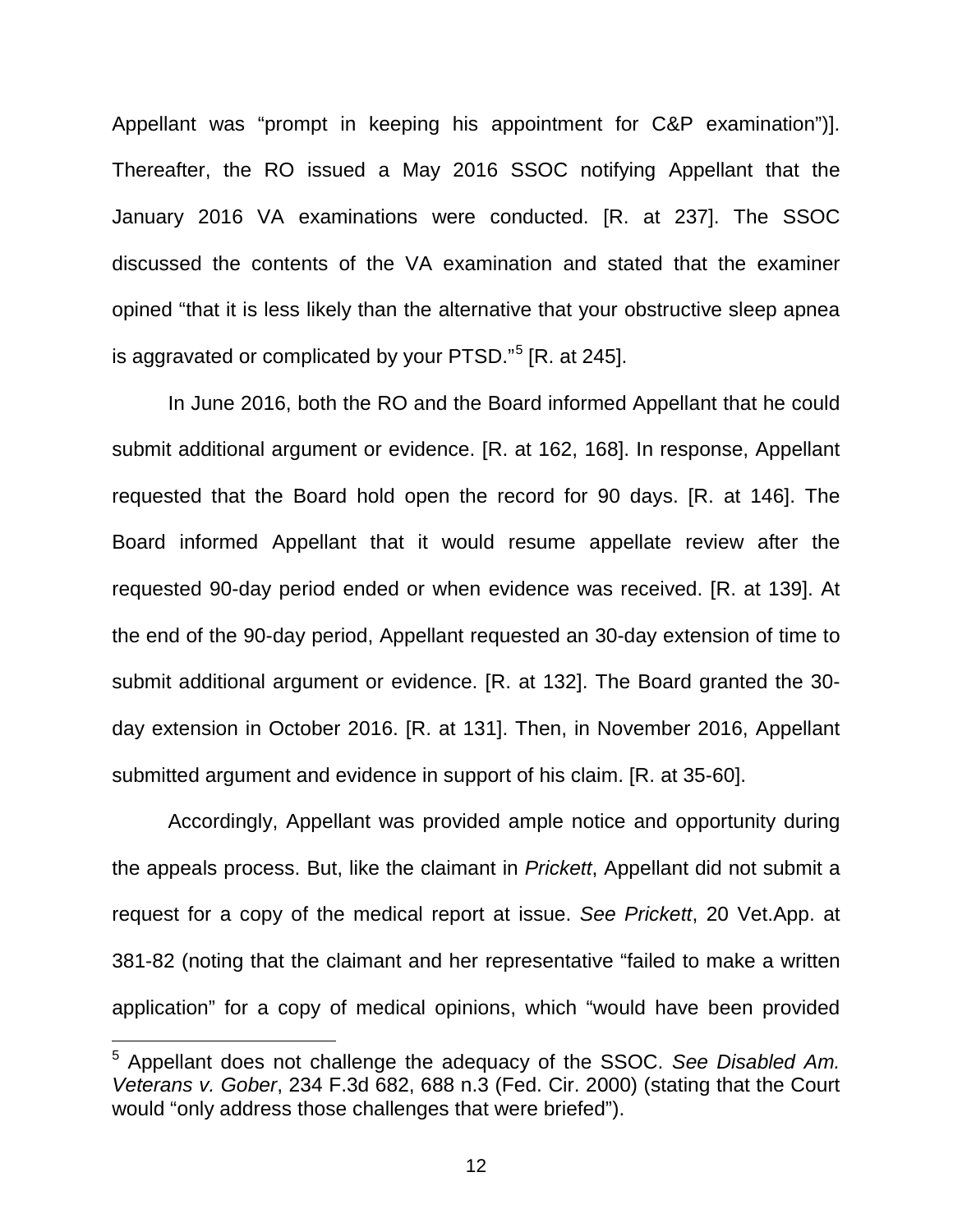Appellant was "prompt in keeping his appointment for C&P examination")]. Thereafter, the RO issued a May 2016 SSOC notifying Appellant that the January 2016 VA examinations were conducted. [R. at 237]. The SSOC discussed the contents of the VA examination and stated that the examiner opined "that it is less likely than the alternative that your obstructive sleep apnea is aggravated or complicated by your PTSD."[5] [R. at 245].

In June 2016, both the RO and the Board informed Appellant that he could submit additional argument or evidence. [R. at 162, 168]. In response, Appellant requested that the Board hold open the record for 90 days. [R. at 146]. The Board informed Appellant that it would resume appellate review after the requested 90-day period ended or when evidence was received. [R. at 139]. At the end of the 90-day period, Appellant requested an 30-day extension of time to submit additional argument or evidence. [R. at 132]. The Board granted the 30-day extension in October 2016. [R. at 131]. Then, in November 2016, Appellant submitted argument and evidence in support of his claim. [R. at 35-60].

Accordingly, Appellant was provided ample notice and opportunity during the appeals process. But, like the claimant in *Prickett*, Appellant did not submit a request for a copy of the medical report at issue. *See Prickett*, 20 Vet.App. at 381-82 (noting that the claimant and her representative "failed to make a written application" for a copy of medical opinions, which "would have been provided

[5] Appellant does not challenge the adequacy of the SSOC. *See Disabled Am. Veterans v. Gober*, 234 F.3d 682, 688 n.3 (Fed. Cir. 2000) (stating that the Court would "only address those challenges that were briefed").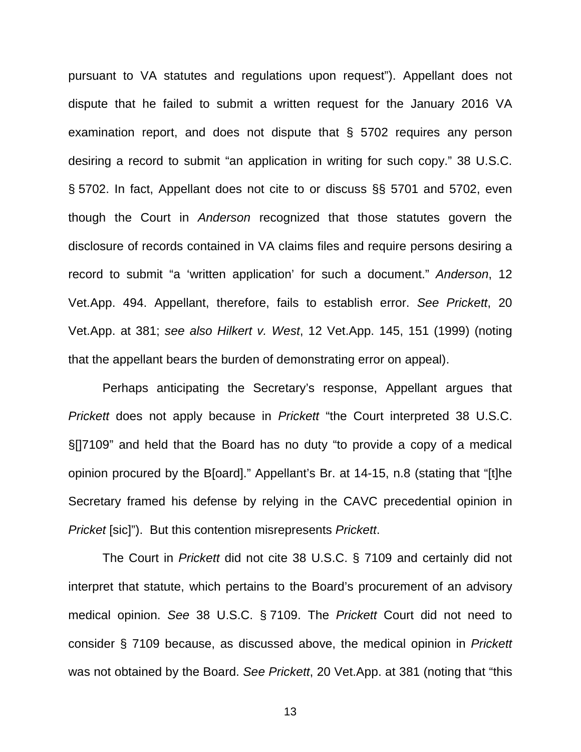pursuant to VA statutes and regulations upon request"). Appellant does not dispute that he failed to submit a written request for the January 2016 VA examination report, and does not dispute that § 5702 requires any person desiring a record to submit "an application in writing for such copy." 38 U.S.C. § 5702. In fact, Appellant does not cite to or discuss §§ 5701 and 5702, even though the Court in *Anderson* recognized that those statutes govern the disclosure of records contained in VA claims files and require persons desiring a record to submit "a 'written application' for such a document." *Anderson*, 12 Vet.App. 494. Appellant, therefore, fails to establish error. *See Prickett*, 20 Vet.App. at 381; *see also Hilkert v. West*, 12 Vet.App. 145, 151 (1999) (noting that the appellant bears the burden of demonstrating error on appeal).

Perhaps anticipating the Secretary's response, Appellant argues that *Prickett* does not apply because in *Prickett* "the Court interpreted 38 U.S.C. §[]7109" and held that the Board has no duty "to provide a copy of a medical opinion procured by the B[oard]." Appellant's Br. at 14-15, n.8 (stating that "[t]he Secretary framed his defense by relying in the CAVC precedential opinion in *Pricket* [sic]"). But this contention misrepresents *Prickett*.

The Court in *Prickett* did not cite 38 U.S.C. § 7109 and certainly did not interpret that statute, which pertains to the Board's procurement of an advisory medical opinion. *See* 38 U.S.C. § 7109. The *Prickett* Court did not need to consider § 7109 because, as discussed above, the medical opinion in *Prickett* was not obtained by the Board. *See Prickett*, 20 Vet.App. at 381 (noting that "this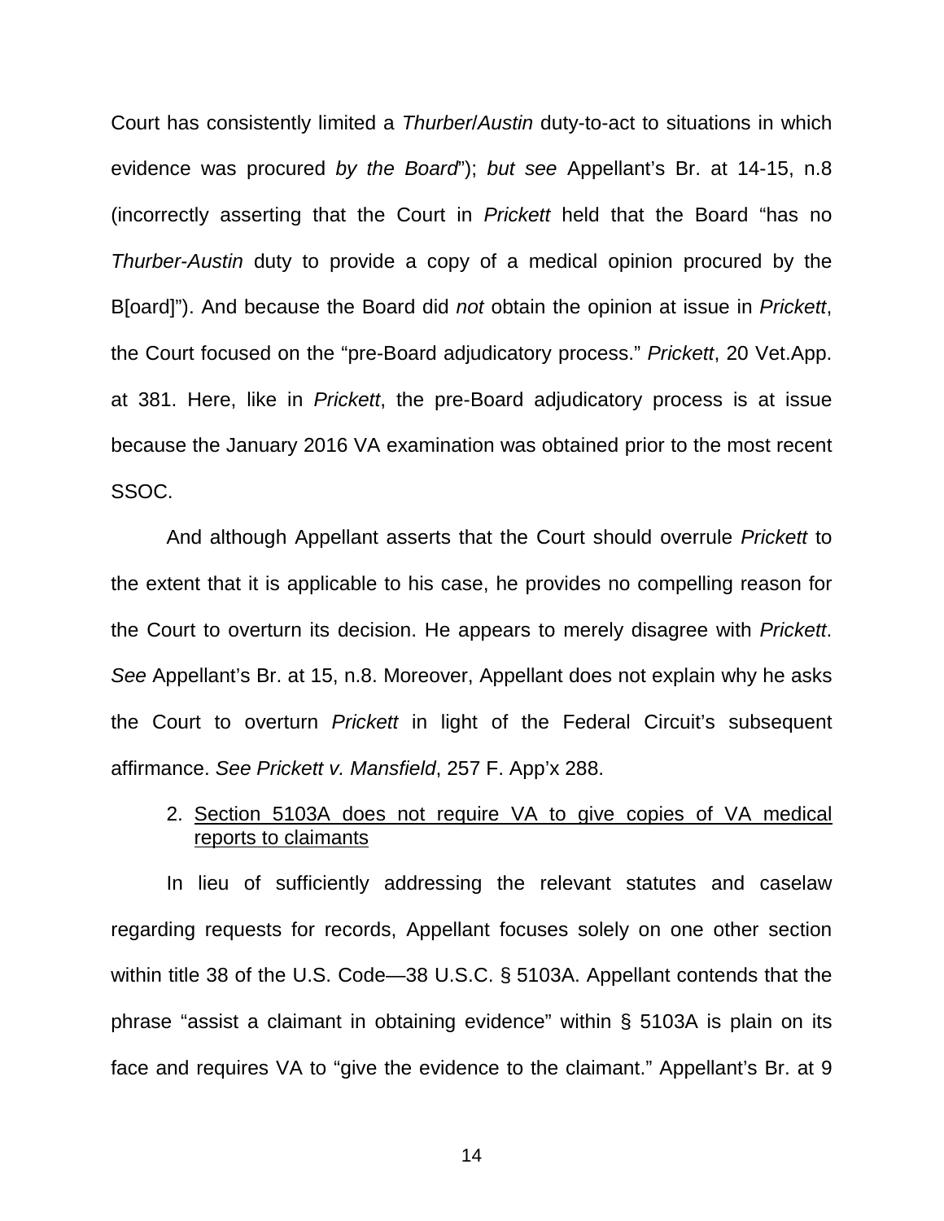Court has consistently limited a *Thurber/Austin* duty-to-act to situations in which evidence was procured *by the Board*"); *but see* Appellant's Br. at 14-15, n.8 (incorrectly asserting that the Court in *Prickett* held that the Board "has no *Thurber-Austin* duty to provide a copy of a medical opinion procured by the B[oard]"). And because the Board did *not* obtain the opinion at issue in *Prickett*, the Court focused on the "pre-Board adjudicatory process." *Prickett*, 20 Vet.App. at 381. Here, like in *Prickett*, the pre-Board adjudicatory process is at issue because the January 2016 VA examination was obtained prior to the most recent SSOC.

And although Appellant asserts that the Court should overrule *Prickett* to the extent that it is applicable to his case, he provides no compelling reason for the Court to overturn its decision. He appears to merely disagree with *Prickett*. *See* Appellant's Br. at 15, n.8. Moreover, Appellant does not explain why he asks the Court to overturn *Prickett* in light of the Federal Circuit's subsequent affirmance. *See Prickett v. Mansfield*, 257 F. App'x 288.

2. <u>Section 5103A does not require VA to give copies of VA medical reports to claimants</u>

In lieu of sufficiently addressing the relevant statutes and caselaw regarding requests for records, Appellant focuses solely on one other section within title 38 of the U.S. Code—38 U.S.C. § 5103A. Appellant contends that the phrase "assist a claimant in obtaining evidence" within § 5103A is plain on its face and requires VA to "give the evidence to the claimant." Appellant's Br. at 9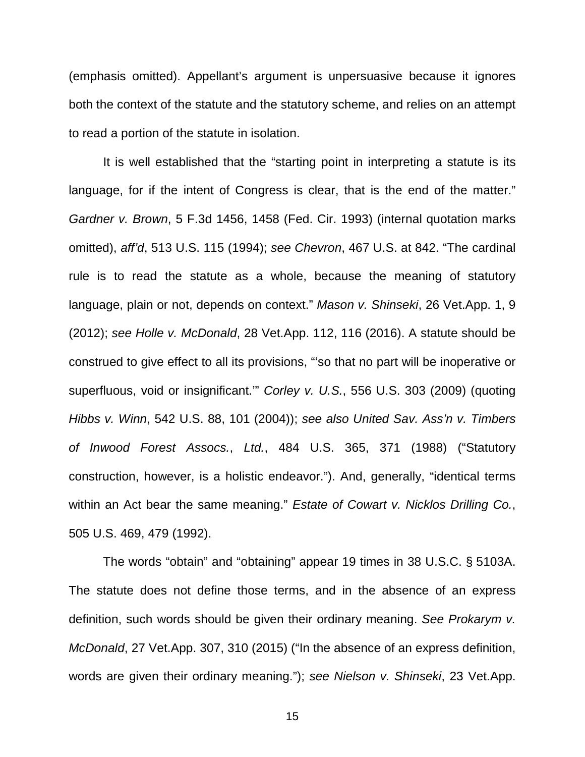(emphasis omitted). Appellant's argument is unpersuasive because it ignores both the context of the statute and the statutory scheme, and relies on an attempt to read a portion of the statute in isolation.

It is well established that the "starting point in interpreting a statute is its language, for if the intent of Congress is clear, that is the end of the matter." *Gardner v. Brown*, 5 F.3d 1456, 1458 (Fed. Cir. 1993) (internal quotation marks omitted), *aff'd*, 513 U.S. 115 (1994); *see Chevron*, 467 U.S. at 842. "The cardinal rule is to read the statute as a whole, because the meaning of statutory language, plain or not, depends on context." *Mason v. Shinseki*, 26 Vet.App. 1, 9 (2012); *see Holle v. McDonald*, 28 Vet.App. 112, 116 (2016). A statute should be construed to give effect to all its provisions, "'so that no part will be inoperative or superfluous, void or insignificant.'" *Corley v. U.S.*, 556 U.S. 303 (2009) (quoting *Hibbs v. Winn*, 542 U.S. 88, 101 (2004)); *see also United Sav. Ass'n v. Timbers of Inwood Forest Assocs., Ltd.*, 484 U.S. 365, 371 (1988) ("Statutory construction, however, is a holistic endeavor."). And, generally, "identical terms within an Act bear the same meaning." *Estate of Cowart v. Nicklos Drilling Co.*, 505 U.S. 469, 479 (1992).

The words "obtain" and "obtaining" appear 19 times in 38 U.S.C. § 5103A. The statute does not define those terms, and in the absence of an express definition, such words should be given their ordinary meaning. *See Prokarym v. McDonald*, 27 Vet.App. 307, 310 (2015) ("In the absence of an express definition, words are given their ordinary meaning."); *see Nielson v. Shinseki*, 23 Vet.App.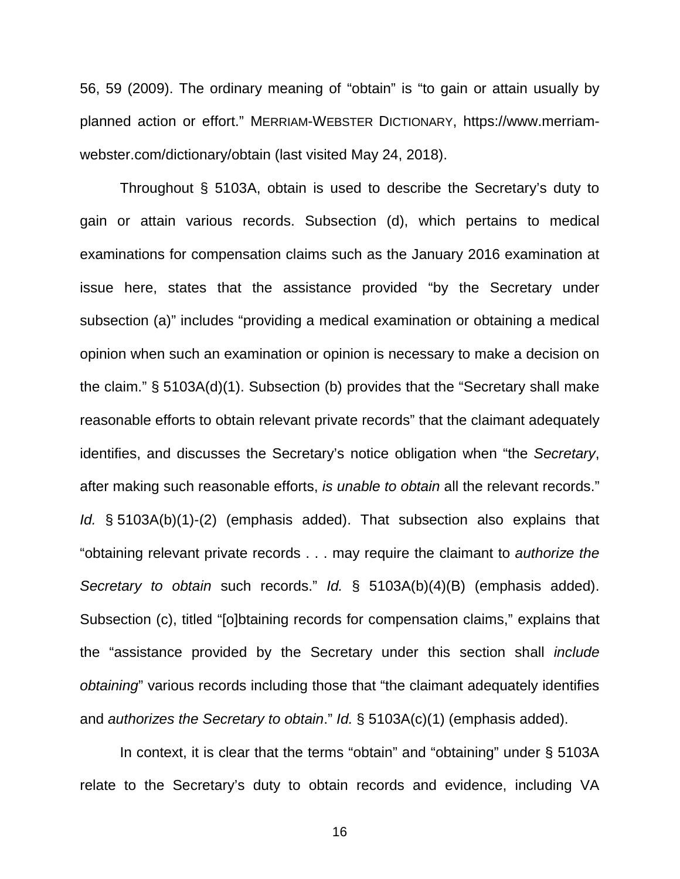56, 59 (2009). The ordinary meaning of "obtain" is "to gain or attain usually by planned action or effort." MERRIAM-WEBSTER DICTIONARY, https://www.merriam-webster.com/dictionary/obtain (last visited May 24, 2018).

Throughout § 5103A, obtain is used to describe the Secretary's duty to gain or attain various records. Subsection (d), which pertains to medical examinations for compensation claims such as the January 2016 examination at issue here, states that the assistance provided "by the Secretary under subsection (a)" includes "providing a medical examination or obtaining a medical opinion when such an examination or opinion is necessary to make a decision on the claim." § 5103A(d)(1). Subsection (b) provides that the "Secretary shall make reasonable efforts to obtain relevant private records" that the claimant adequately identifies, and discusses the Secretary's notice obligation when "the *Secretary*, after making such reasonable efforts, *is unable to obtain* all the relevant records." *Id.* § 5103A(b)(1)-(2) (emphasis added). That subsection also explains that "obtaining relevant private records . . . may require the claimant to *authorize the Secretary to obtain* such records." *Id.* § 5103A(b)(4)(B) (emphasis added). Subsection (c), titled "[o]btaining records for compensation claims," explains that the "assistance provided by the Secretary under this section shall *include obtaining*" various records including those that "the claimant adequately identifies and *authorizes the Secretary to obtain*." *Id.* § 5103A(c)(1) (emphasis added).

In context, it is clear that the terms "obtain" and "obtaining" under § 5103A relate to the Secretary's duty to obtain records and evidence, including VA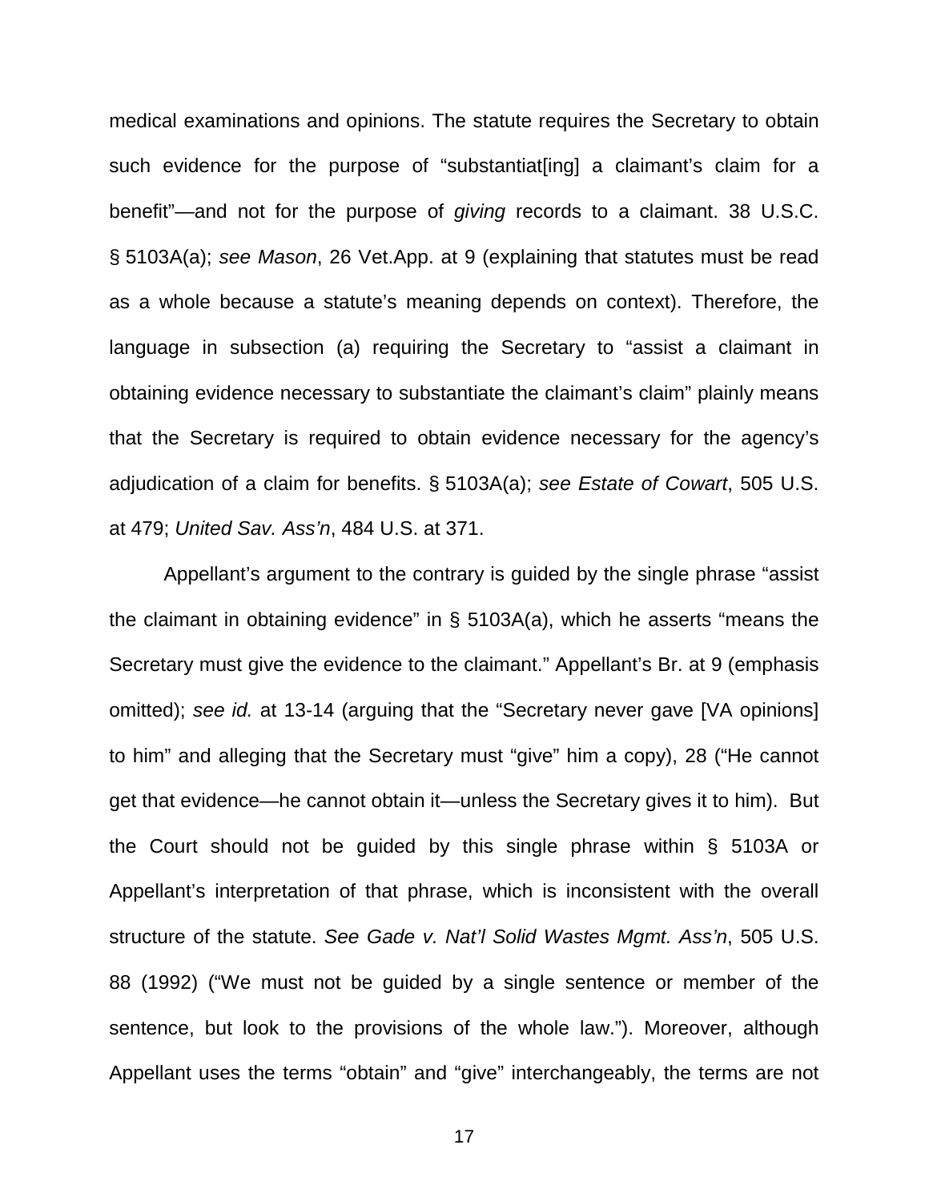medical examinations and opinions. The statute requires the Secretary to obtain such evidence for the purpose of "substantiat[ing] a claimant's claim for a benefit"—and not for the purpose of *giving* records to a claimant. 38 U.S.C. § 5103A(a); *see Mason*, 26 Vet.App. at 9 (explaining that statutes must be read as a whole because a statute's meaning depends on context). Therefore, the language in subsection (a) requiring the Secretary to "assist a claimant in obtaining evidence necessary to substantiate the claimant's claim" plainly means that the Secretary is required to obtain evidence necessary for the agency's adjudication of a claim for benefits. § 5103A(a); *see Estate of Cowart*, 505 U.S. at 479; *United Sav. Ass'n*, 484 U.S. at 371.

Appellant's argument to the contrary is guided by the single phrase "assist the claimant in obtaining evidence" in § 5103A(a), which he asserts "means the Secretary must give the evidence to the claimant." Appellant's Br. at 9 (emphasis omitted); *see id.* at 13-14 (arguing that the "Secretary never gave [VA opinions] to him" and alleging that the Secretary must "give" him a copy), 28 ("He cannot get that evidence—he cannot obtain it—unless the Secretary gives it to him). But the Court should not be guided by this single phrase within § 5103A or Appellant's interpretation of that phrase, which is inconsistent with the overall structure of the statute. *See Gade v. Nat'l Solid Wastes Mgmt. Ass'n*, 505 U.S. 88 (1992) ("We must not be guided by a single sentence or member of the sentence, but look to the provisions of the whole law."). Moreover, although Appellant uses the terms "obtain" and "give" interchangeably, the terms are not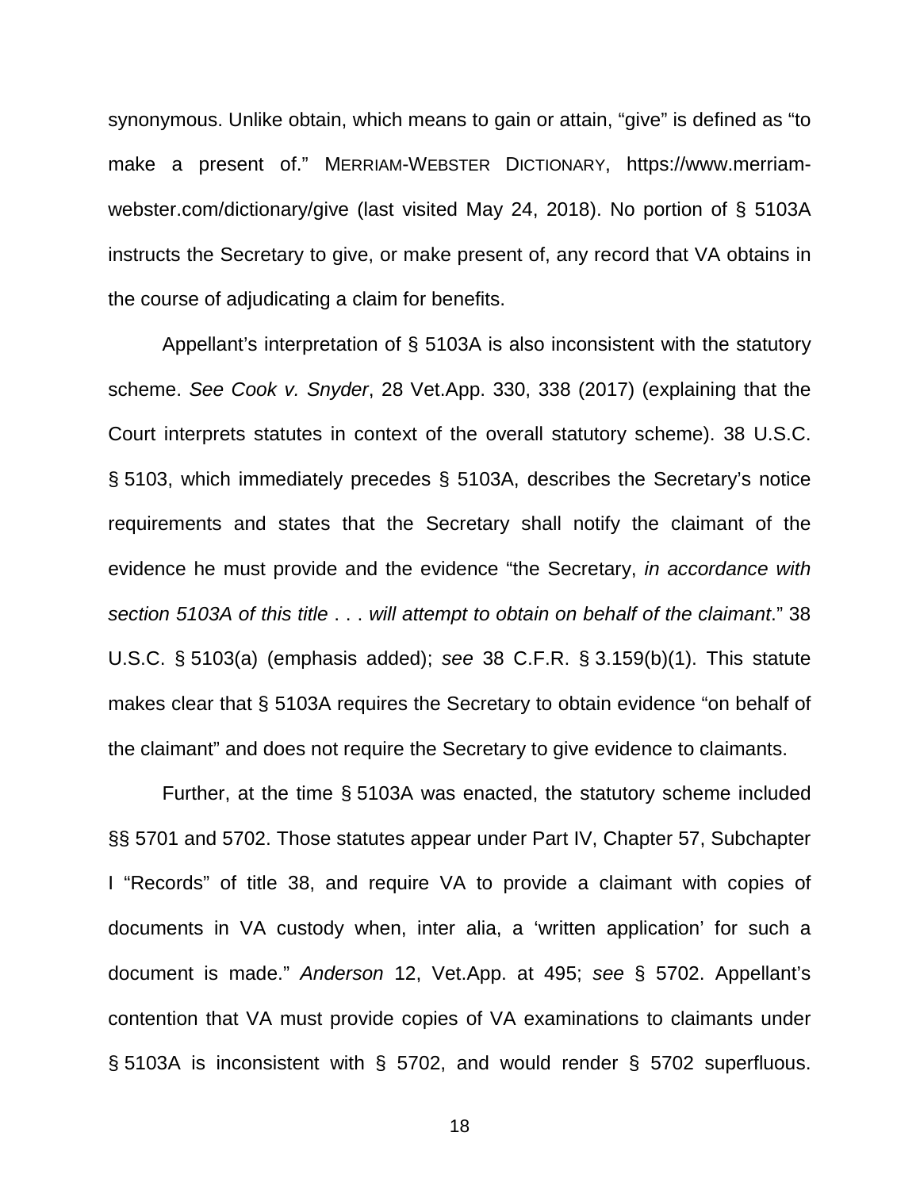synonymous. Unlike obtain, which means to gain or attain, "give" is defined as "to make a present of." MERRIAM-WEBSTER DICTIONARY, https://www.merriam-webster.com/dictionary/give (last visited May 24, 2018). No portion of § 5103A instructs the Secretary to give, or make present of, any record that VA obtains in the course of adjudicating a claim for benefits.

Appellant's interpretation of § 5103A is also inconsistent with the statutory scheme. *See Cook v. Snyder*, 28 Vet.App. 330, 338 (2017) (explaining that the Court interprets statutes in context of the overall statutory scheme). 38 U.S.C. § 5103, which immediately precedes § 5103A, describes the Secretary's notice requirements and states that the Secretary shall notify the claimant of the evidence he must provide and the evidence "the Secretary, *in accordance with section 5103A of this title* . . . *will attempt to obtain on behalf of the claimant*." 38 U.S.C. § 5103(a) (emphasis added); *see* 38 C.F.R. § 3.159(b)(1). This statute makes clear that § 5103A requires the Secretary to obtain evidence "on behalf of the claimant" and does not require the Secretary to give evidence to claimants.

Further, at the time § 5103A was enacted, the statutory scheme included §§ 5701 and 5702. Those statutes appear under Part IV, Chapter 57, Subchapter I "Records" of title 38, and require VA to provide a claimant with copies of documents in VA custody when, inter alia, a 'written application' for such a document is made." *Anderson* 12, Vet.App. at 495; *see* § 5702. Appellant's contention that VA must provide copies of VA examinations to claimants under § 5103A is inconsistent with § 5702, and would render § 5702 superfluous.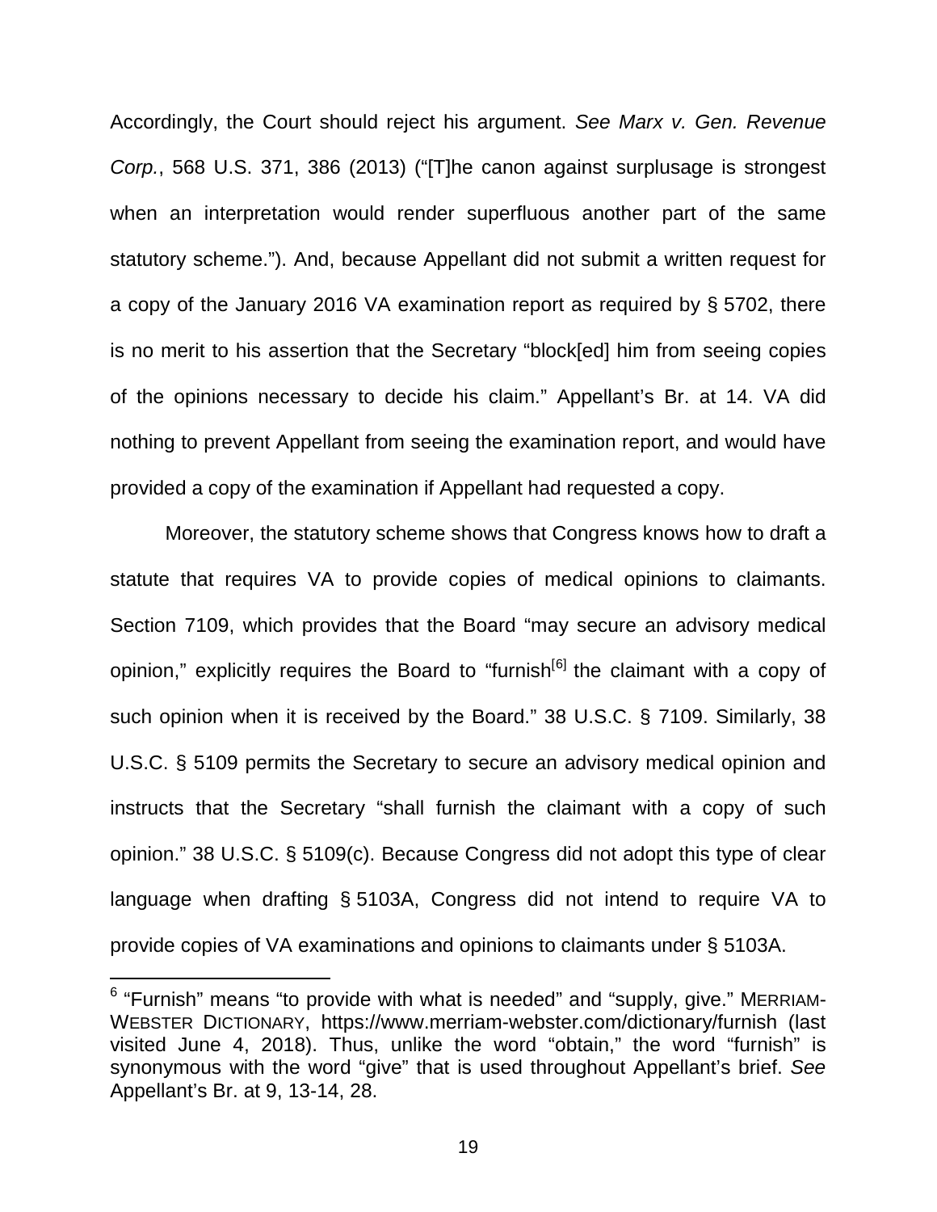Accordingly, the Court should reject his argument. *See Marx v. Gen. Revenue Corp.*, 568 U.S. 371, 386 (2013) ("[T]he canon against surplusage is strongest when an interpretation would render superfluous another part of the same statutory scheme."). And, because Appellant did not submit a written request for a copy of the January 2016 VA examination report as required by § 5702, there is no merit to his assertion that the Secretary "block[ed] him from seeing copies of the opinions necessary to decide his claim." Appellant's Br. at 14. VA did nothing to prevent Appellant from seeing the examination report, and would have provided a copy of the examination if Appellant had requested a copy.

Moreover, the statutory scheme shows that Congress knows how to draft a statute that requires VA to provide copies of medical opinions to claimants. Section 7109, which provides that the Board "may secure an advisory medical opinion," explicitly requires the Board to "furnish[6] the claimant with a copy of such opinion when it is received by the Board." 38 U.S.C. § 7109. Similarly, 38 U.S.C. § 5109 permits the Secretary to secure an advisory medical opinion and instructs that the Secretary "shall furnish the claimant with a copy of such opinion." 38 U.S.C. § 5109(c). Because Congress did not adopt this type of clear language when drafting § 5103A, Congress did not intend to require VA to provide copies of VA examinations and opinions to claimants under § 5103A.

---

[6] "Furnish" means "to provide with what is needed" and "supply, give." MERRIAM-WEBSTER DICTIONARY, https://www.merriam-webster.com/dictionary/furnish (last visited June 4, 2018). Thus, unlike the word "obtain," the word "furnish" is synonymous with the word "give" that is used throughout Appellant's brief. *See* Appellant's Br. at 9, 13-14, 28.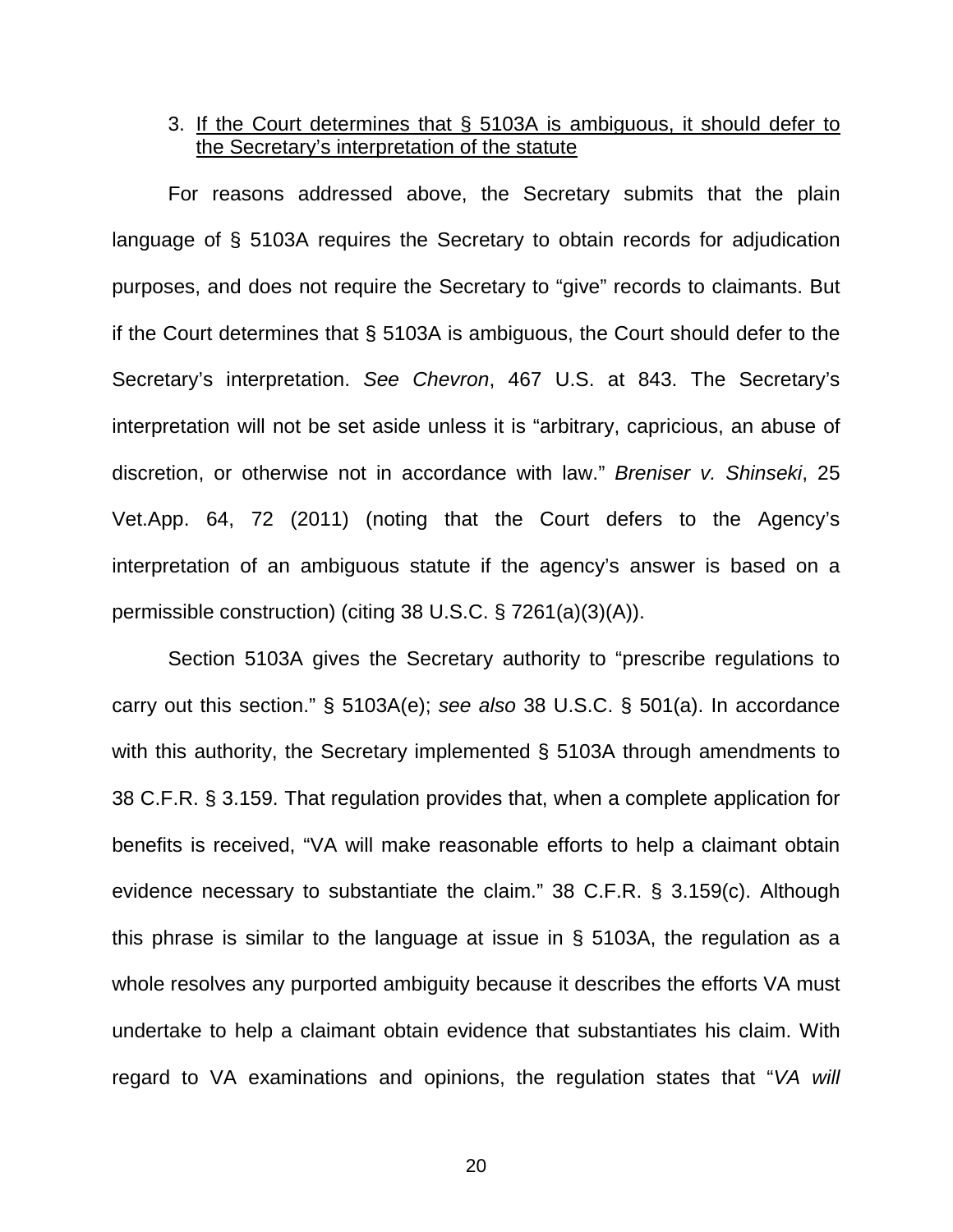3. <u>If the Court determines that § 5103A is ambiguous, it should defer to the Secretary's interpretation of the statute</u>

For reasons addressed above, the Secretary submits that the plain language of § 5103A requires the Secretary to obtain records for adjudication purposes, and does not require the Secretary to "give" records to claimants. But if the Court determines that § 5103A is ambiguous, the Court should defer to the Secretary's interpretation. *See Chevron*, 467 U.S. at 843. The Secretary's interpretation will not be set aside unless it is "arbitrary, capricious, an abuse of discretion, or otherwise not in accordance with law." *Breniser v. Shinseki*, 25 Vet.App. 64, 72 (2011) (noting that the Court defers to the Agency's interpretation of an ambiguous statute if the agency's answer is based on a permissible construction) (citing 38 U.S.C. § 7261(a)(3)(A)).

Section 5103A gives the Secretary authority to "prescribe regulations to carry out this section." § 5103A(e); *see also* 38 U.S.C. § 501(a). In accordance with this authority, the Secretary implemented § 5103A through amendments to 38 C.F.R. § 3.159. That regulation provides that, when a complete application for benefits is received, "VA will make reasonable efforts to help a claimant obtain evidence necessary to substantiate the claim." 38 C.F.R. § 3.159(c). Although this phrase is similar to the language at issue in § 5103A, the regulation as a whole resolves any purported ambiguity because it describes the efforts VA must undertake to help a claimant obtain evidence that substantiates his claim. With regard to VA examinations and opinions, the regulation states that "*VA will*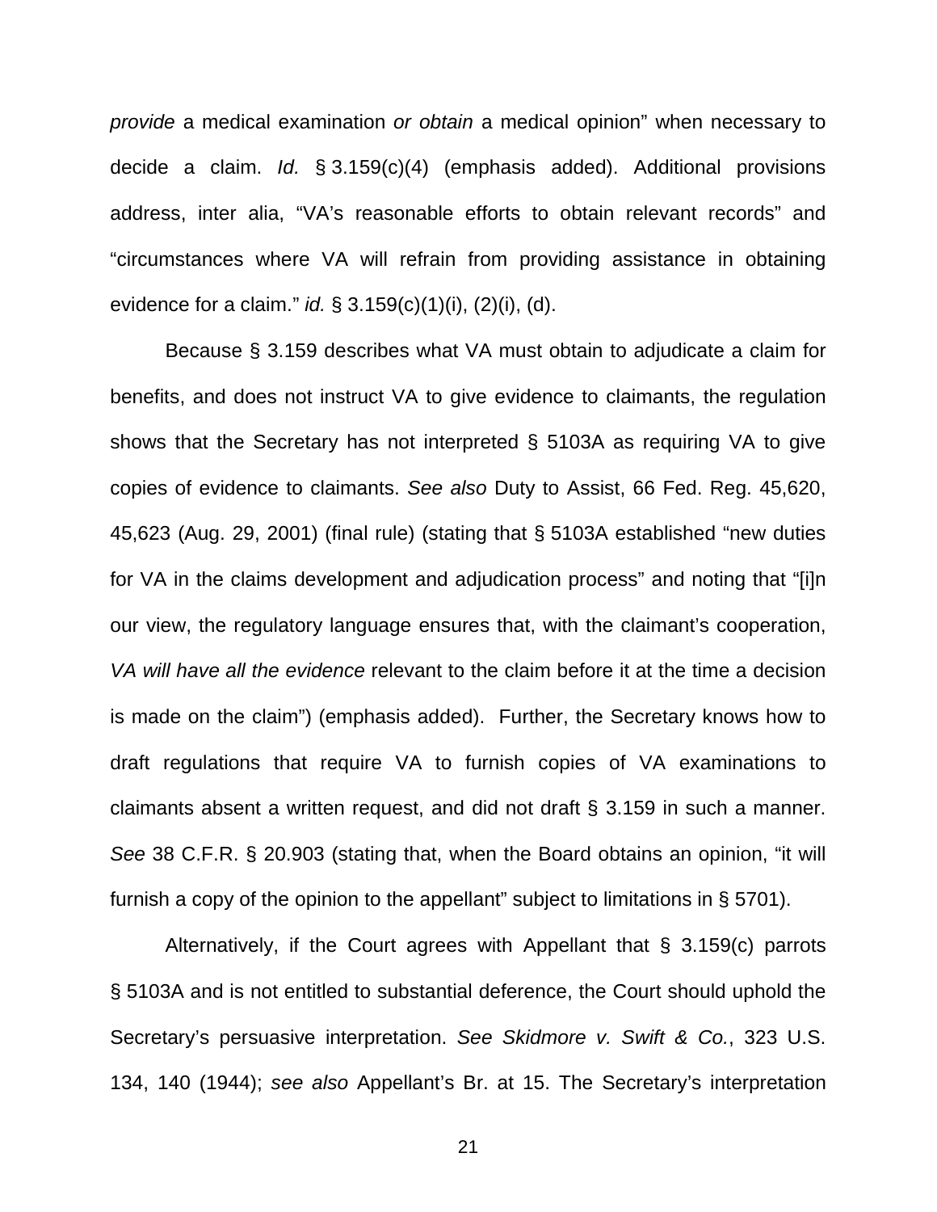*provide* a medical examination *or obtain* a medical opinion" when necessary to decide a claim. *Id.* § 3.159(c)(4) (emphasis added). Additional provisions address, inter alia, "VA's reasonable efforts to obtain relevant records" and "circumstances where VA will refrain from providing assistance in obtaining evidence for a claim." *id.* § 3.159(c)(1)(i), (2)(i), (d).

Because § 3.159 describes what VA must obtain to adjudicate a claim for benefits, and does not instruct VA to give evidence to claimants, the regulation shows that the Secretary has not interpreted § 5103A as requiring VA to give copies of evidence to claimants. *See also* Duty to Assist, 66 Fed. Reg. 45,620, 45,623 (Aug. 29, 2001) (final rule) (stating that § 5103A established "new duties for VA in the claims development and adjudication process" and noting that "[i]n our view, the regulatory language ensures that, with the claimant's cooperation, *VA will have all the evidence* relevant to the claim before it at the time a decision is made on the claim") (emphasis added). Further, the Secretary knows how to draft regulations that require VA to furnish copies of VA examinations to claimants absent a written request, and did not draft § 3.159 in such a manner. *See* 38 C.F.R. § 20.903 (stating that, when the Board obtains an opinion, "it will furnish a copy of the opinion to the appellant" subject to limitations in § 5701).

Alternatively, if the Court agrees with Appellant that § 3.159(c) parrots § 5103A and is not entitled to substantial deference, the Court should uphold the Secretary's persuasive interpretation. *See Skidmore v. Swift & Co.*, 323 U.S. 134, 140 (1944); *see also* Appellant's Br. at 15. The Secretary's interpretation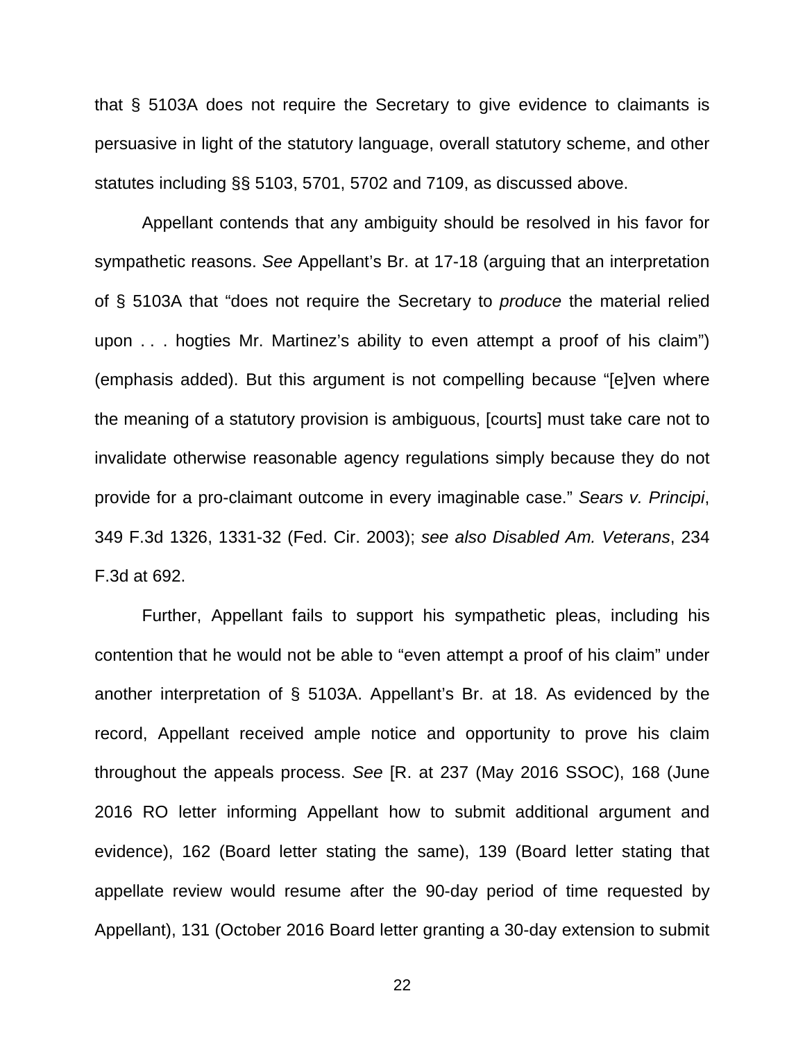that § 5103A does not require the Secretary to give evidence to claimants is persuasive in light of the statutory language, overall statutory scheme, and other statutes including §§ 5103, 5701, 5702 and 7109, as discussed above.

Appellant contends that any ambiguity should be resolved in his favor for sympathetic reasons. *See* Appellant's Br. at 17-18 (arguing that an interpretation of § 5103A that "does not require the Secretary to *produce* the material relied upon . . . hogties Mr. Martinez's ability to even attempt a proof of his claim") (emphasis added). But this argument is not compelling because "[e]ven where the meaning of a statutory provision is ambiguous, [courts] must take care not to invalidate otherwise reasonable agency regulations simply because they do not provide for a pro-claimant outcome in every imaginable case." *Sears v. Principi*, 349 F.3d 1326, 1331-32 (Fed. Cir. 2003); *see also Disabled Am. Veterans*, 234 F.3d at 692.

Further, Appellant fails to support his sympathetic pleas, including his contention that he would not be able to "even attempt a proof of his claim" under another interpretation of § 5103A. Appellant's Br. at 18. As evidenced by the record, Appellant received ample notice and opportunity to prove his claim throughout the appeals process. *See* [R. at 237 (May 2016 SSOC), 168 (June 2016 RO letter informing Appellant how to submit additional argument and evidence), 162 (Board letter stating the same), 139 (Board letter stating that appellate review would resume after the 90-day period of time requested by Appellant), 131 (October 2016 Board letter granting a 30-day extension to submit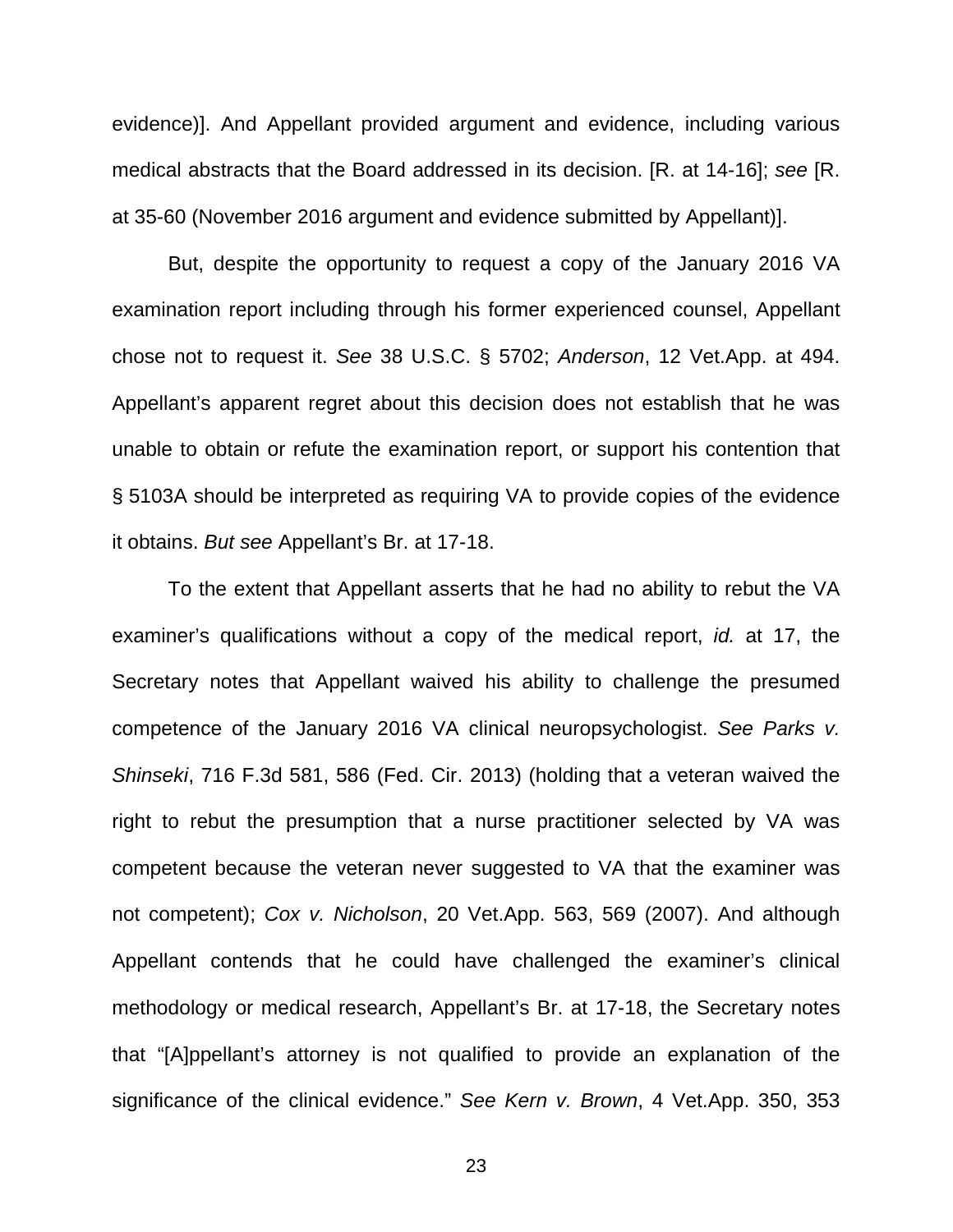evidence)]. And Appellant provided argument and evidence, including various medical abstracts that the Board addressed in its decision. [R. at 14-16]; *see* [R. at 35-60 (November 2016 argument and evidence submitted by Appellant)].

But, despite the opportunity to request a copy of the January 2016 VA examination report including through his former experienced counsel, Appellant chose not to request it. *See* 38 U.S.C. § 5702; *Anderson*, 12 Vet.App. at 494. Appellant's apparent regret about this decision does not establish that he was unable to obtain or refute the examination report, or support his contention that § 5103A should be interpreted as requiring VA to provide copies of the evidence it obtains. *But see* Appellant's Br. at 17-18.

To the extent that Appellant asserts that he had no ability to rebut the VA examiner's qualifications without a copy of the medical report, *id.* at 17, the Secretary notes that Appellant waived his ability to challenge the presumed competence of the January 2016 VA clinical neuropsychologist. *See Parks v. Shinseki*, 716 F.3d 581, 586 (Fed. Cir. 2013) (holding that a veteran waived the right to rebut the presumption that a nurse practitioner selected by VA was competent because the veteran never suggested to VA that the examiner was not competent); *Cox v. Nicholson*, 20 Vet.App. 563, 569 (2007). And although Appellant contends that he could have challenged the examiner's clinical methodology or medical research, Appellant's Br. at 17-18, the Secretary notes that "[A]ppellant's attorney is not qualified to provide an explanation of the significance of the clinical evidence." *See Kern v. Brown*, 4 Vet.App. 350, 353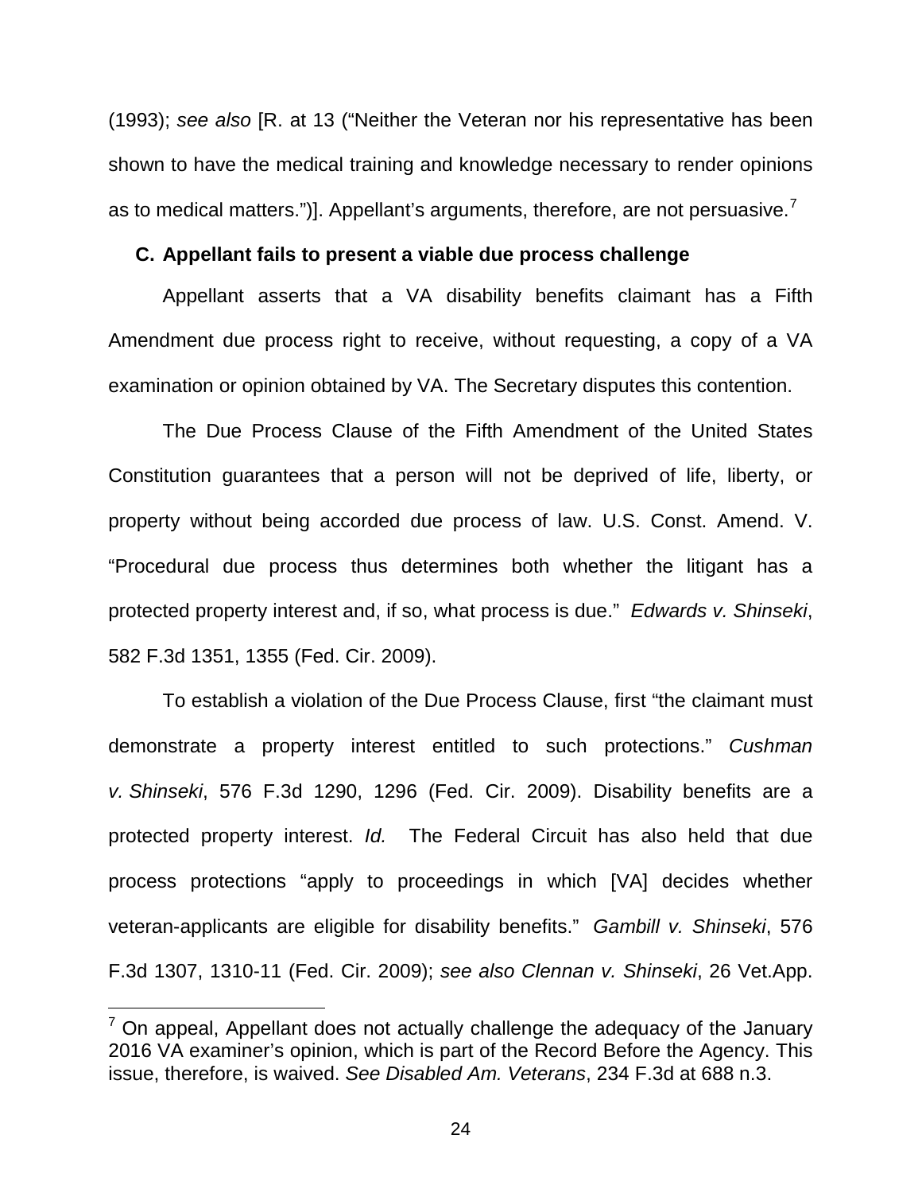(1993); *see also* [R. at 13 ("Neither the Veteran nor his representative has been shown to have the medical training and knowledge necessary to render opinions as to medical matters.")]. Appellant's arguments, therefore, are not persuasive.[7]

### C. Appellant fails to present a viable due process challenge

Appellant asserts that a VA disability benefits claimant has a Fifth Amendment due process right to receive, without requesting, a copy of a VA examination or opinion obtained by VA. The Secretary disputes this contention.

The Due Process Clause of the Fifth Amendment of the United States Constitution guarantees that a person will not be deprived of life, liberty, or property without being accorded due process of law. U.S. Const. Amend. V. "Procedural due process thus determines both whether the litigant has a protected property interest and, if so, what process is due." *Edwards v. Shinseki*, 582 F.3d 1351, 1355 (Fed. Cir. 2009).

To establish a violation of the Due Process Clause, first "the claimant must demonstrate a property interest entitled to such protections." *Cushman v. Shinseki*, 576 F.3d 1290, 1296 (Fed. Cir. 2009). Disability benefits are a protected property interest. *Id.* The Federal Circuit has also held that due process protections "apply to proceedings in which [VA] decides whether veteran-applicants are eligible for disability benefits." *Gambill v. Shinseki*, 576 F.3d 1307, 1310-11 (Fed. Cir. 2009); *see also Clennan v. Shinseki*, 26 Vet.App.

---

[7] On appeal, Appellant does not actually challenge the adequacy of the January 2016 VA examiner's opinion, which is part of the Record Before the Agency. This issue, therefore, is waived. *See Disabled Am. Veterans*, 234 F.3d at 688 n.3.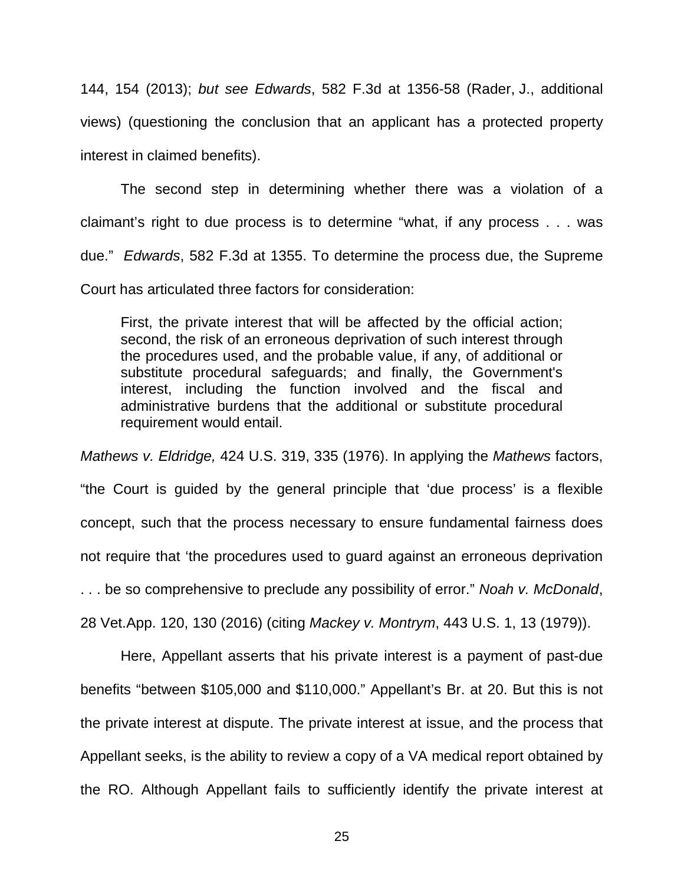144, 154 (2013); *but see Edwards*, 582 F.3d at 1356-58 (Rader, J., additional views) (questioning the conclusion that an applicant has a protected property interest in claimed benefits).

The second step in determining whether there was a violation of a claimant's right to due process is to determine "what, if any process . . . was due." *Edwards*, 582 F.3d at 1355. To determine the process due, the Supreme Court has articulated three factors for consideration:

> First, the private interest that will be affected by the official action; second, the risk of an erroneous deprivation of such interest through the procedures used, and the probable value, if any, of additional or substitute procedural safeguards; and finally, the Government's interest, including the function involved and the fiscal and administrative burdens that the additional or substitute procedural requirement would entail.

*Mathews v. Eldridge,* 424 U.S. 319, 335 (1976). In applying the *Mathews* factors, "the Court is guided by the general principle that 'due process' is a flexible concept, such that the process necessary to ensure fundamental fairness does not require that 'the procedures used to guard against an erroneous deprivation . . . be so comprehensive to preclude any possibility of error." *Noah v. McDonald*, 28 Vet.App. 120, 130 (2016) (citing *Mackey v. Montrym*, 443 U.S. 1, 13 (1979)).

Here, Appellant asserts that his private interest is a payment of past-due benefits "between $105,000 and $110,000." Appellant's Br. at 20. But this is not the private interest at dispute. The private interest at issue, and the process that Appellant seeks, is the ability to review a copy of a VA medical report obtained by the RO. Although Appellant fails to sufficiently identify the private interest at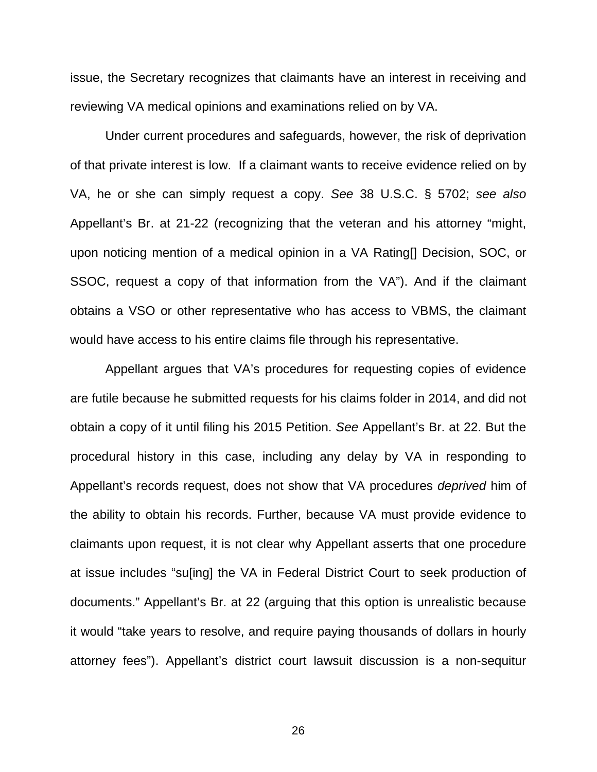issue, the Secretary recognizes that claimants have an interest in receiving and reviewing VA medical opinions and examinations relied on by VA.

Under current procedures and safeguards, however, the risk of deprivation of that private interest is low. If a claimant wants to receive evidence relied on by VA, he or she can simply request a copy. *See* 38 U.S.C. § 5702; *see also* Appellant's Br. at 21-22 (recognizing that the veteran and his attorney "might, upon noticing mention of a medical opinion in a VA Rating[] Decision, SOC, or SSOC, request a copy of that information from the VA"). And if the claimant obtains a VSO or other representative who has access to VBMS, the claimant would have access to his entire claims file through his representative.

Appellant argues that VA's procedures for requesting copies of evidence are futile because he submitted requests for his claims folder in 2014, and did not obtain a copy of it until filing his 2015 Petition. *See* Appellant's Br. at 22. But the procedural history in this case, including any delay by VA in responding to Appellant's records request, does not show that VA procedures *deprived* him of the ability to obtain his records. Further, because VA must provide evidence to claimants upon request, it is not clear why Appellant asserts that one procedure at issue includes "su[ing] the VA in Federal District Court to seek production of documents." Appellant's Br. at 22 (arguing that this option is unrealistic because it would "take years to resolve, and require paying thousands of dollars in hourly attorney fees"). Appellant's district court lawsuit discussion is a non-sequitur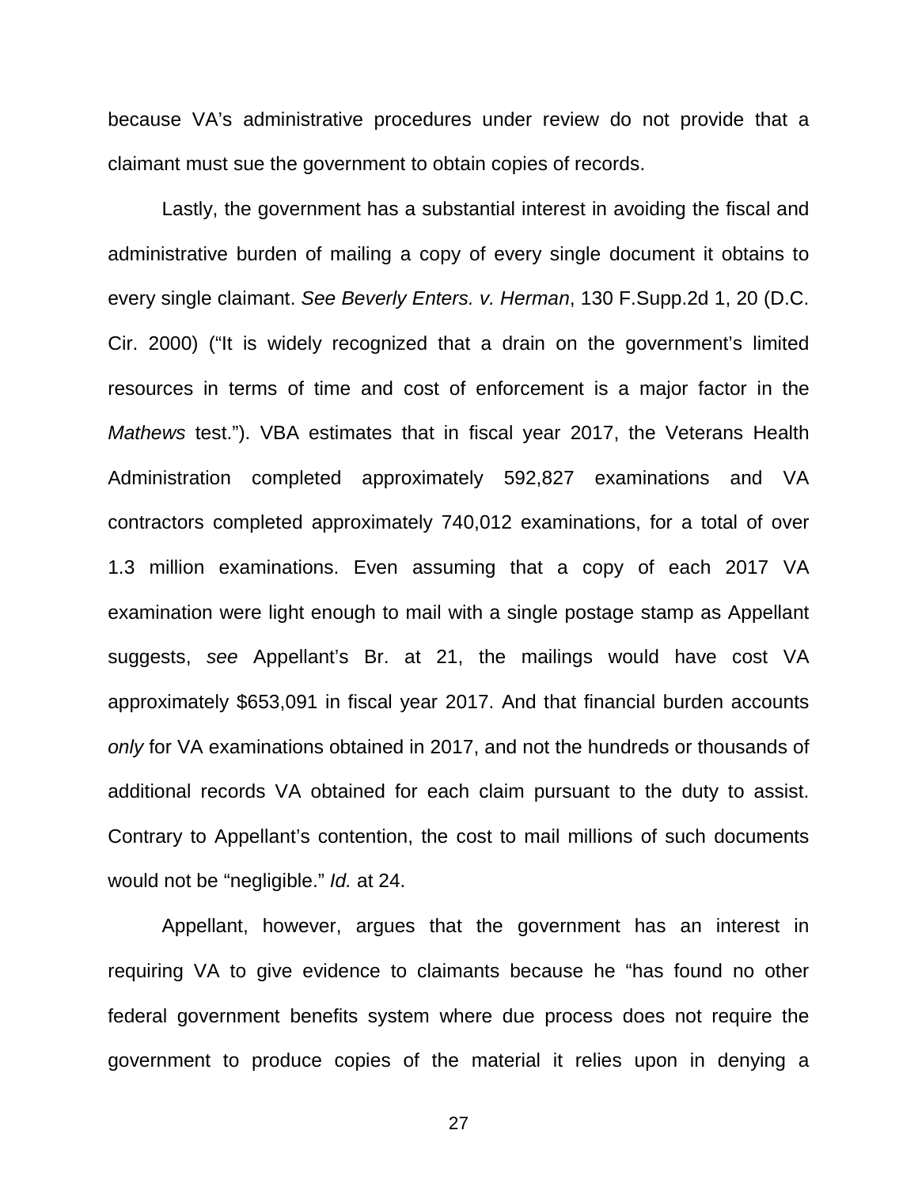because VA's administrative procedures under review do not provide that a claimant must sue the government to obtain copies of records.

Lastly, the government has a substantial interest in avoiding the fiscal and administrative burden of mailing a copy of every single document it obtains to every single claimant. *See Beverly Enters. v. Herman*, 130 F.Supp.2d 1, 20 (D.C. Cir. 2000) ("It is widely recognized that a drain on the government's limited resources in terms of time and cost of enforcement is a major factor in the *Mathews* test."). VBA estimates that in fiscal year 2017, the Veterans Health Administration completed approximately 592,827 examinations and VA contractors completed approximately 740,012 examinations, for a total of over 1.3 million examinations. Even assuming that a copy of each 2017 VA examination were light enough to mail with a single postage stamp as Appellant suggests, *see* Appellant's Br. at 21, the mailings would have cost VA approximately $653,091 in fiscal year 2017. And that financial burden accounts *only* for VA examinations obtained in 2017, and not the hundreds or thousands of additional records VA obtained for each claim pursuant to the duty to assist. Contrary to Appellant's contention, the cost to mail millions of such documents would not be "negligible." *Id.* at 24.

Appellant, however, argues that the government has an interest in requiring VA to give evidence to claimants because he "has found no other federal government benefits system where due process does not require the government to produce copies of the material it relies upon in denying a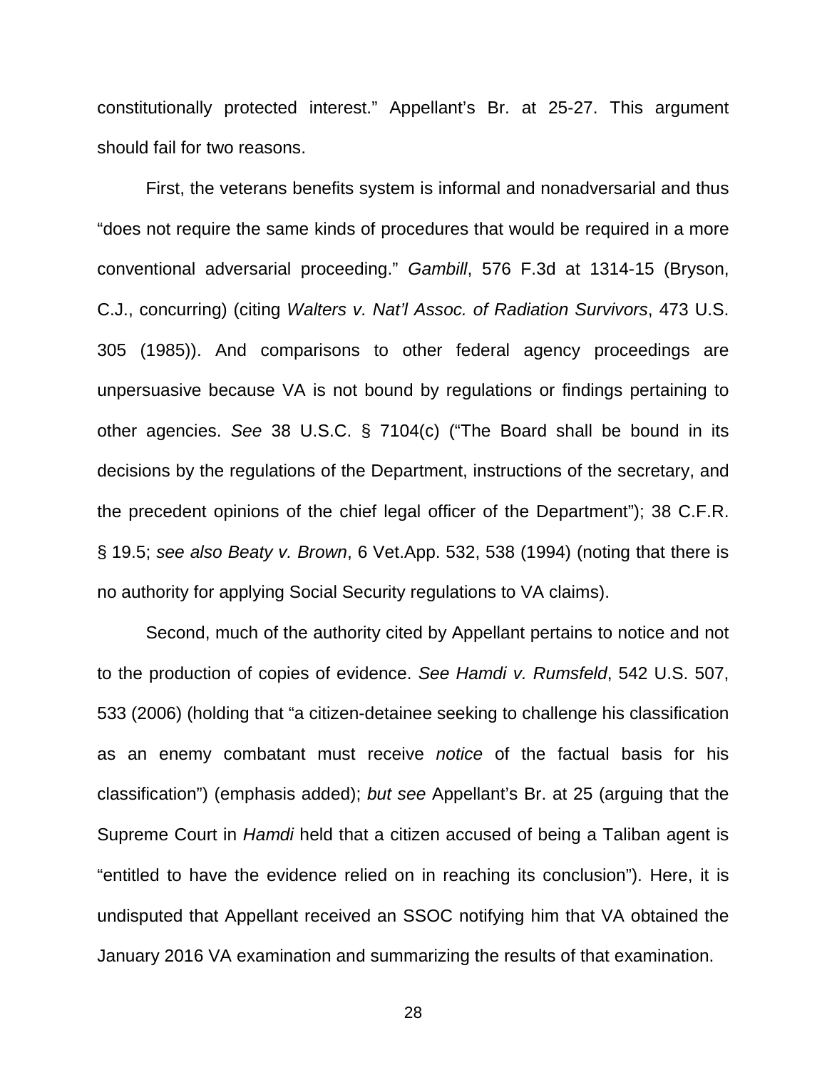constitutionally protected interest." Appellant's Br. at 25-27. This argument should fail for two reasons.

First, the veterans benefits system is informal and nonadversarial and thus "does not require the same kinds of procedures that would be required in a more conventional adversarial proceeding." *Gambill*, 576 F.3d at 1314-15 (Bryson, C.J., concurring) (citing *Walters v. Nat'l Assoc. of Radiation Survivors*, 473 U.S. 305 (1985)). And comparisons to other federal agency proceedings are unpersuasive because VA is not bound by regulations or findings pertaining to other agencies. *See* 38 U.S.C. § 7104(c) ("The Board shall be bound in its decisions by the regulations of the Department, instructions of the secretary, and the precedent opinions of the chief legal officer of the Department"); 38 C.F.R. § 19.5; *see also Beaty v. Brown*, 6 Vet.App. 532, 538 (1994) (noting that there is no authority for applying Social Security regulations to VA claims).

Second, much of the authority cited by Appellant pertains to notice and not to the production of copies of evidence. *See Hamdi v. Rumsfeld*, 542 U.S. 507, 533 (2006) (holding that "a citizen-detainee seeking to challenge his classification as an enemy combatant must receive *notice* of the factual basis for his classification") (emphasis added); *but see* Appellant's Br. at 25 (arguing that the Supreme Court in *Hamdi* held that a citizen accused of being a Taliban agent is "entitled to have the evidence relied on in reaching its conclusion"). Here, it is undisputed that Appellant received an SSOC notifying him that VA obtained the January 2016 VA examination and summarizing the results of that examination.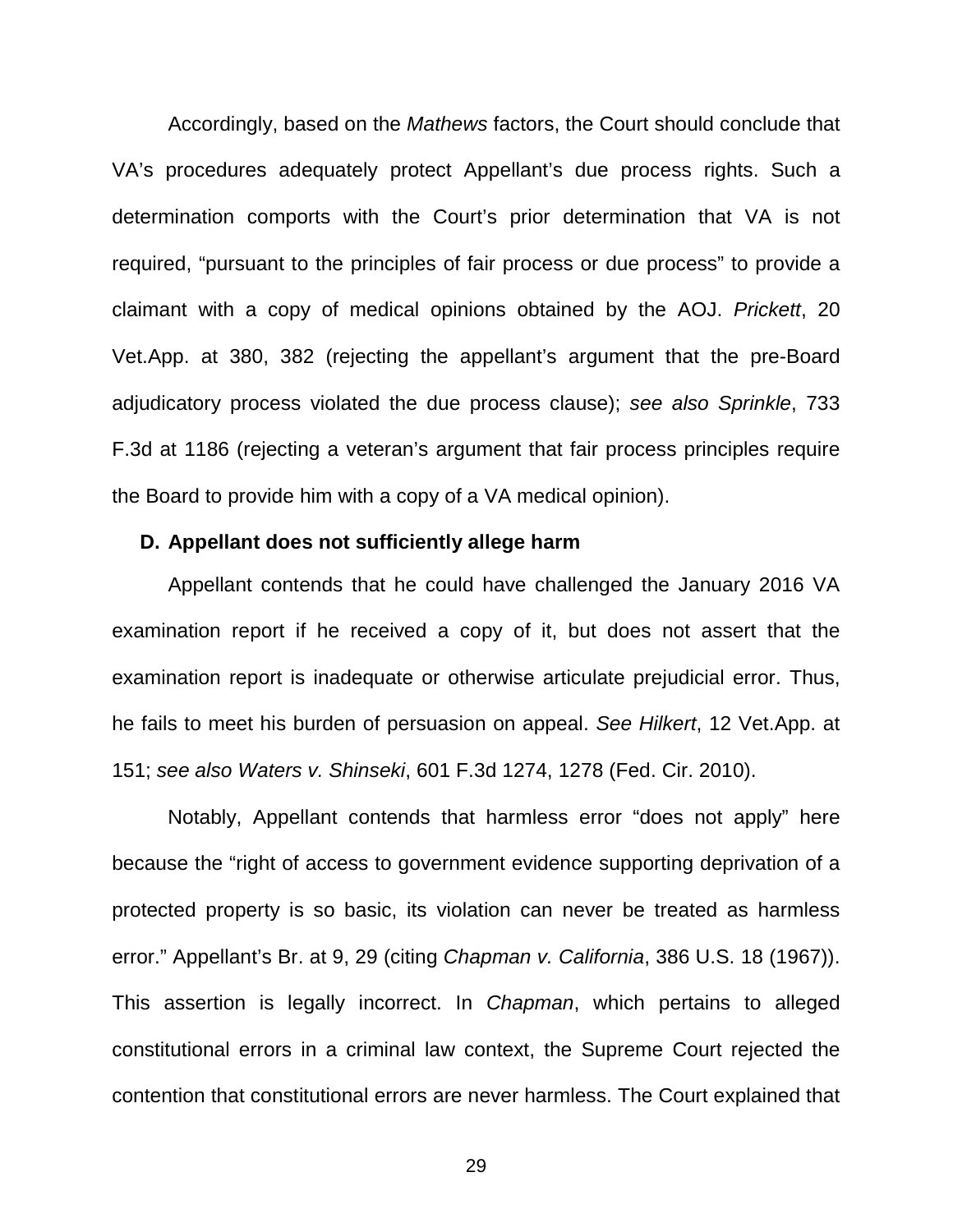Accordingly, based on the *Mathews* factors, the Court should conclude that VA's procedures adequately protect Appellant's due process rights. Such a determination comports with the Court's prior determination that VA is not required, "pursuant to the principles of fair process or due process" to provide a claimant with a copy of medical opinions obtained by the AOJ. *Prickett*, 20 Vet.App. at 380, 382 (rejecting the appellant's argument that the pre-Board adjudicatory process violated the due process clause); *see also Sprinkle*, 733 F.3d at 1186 (rejecting a veteran's argument that fair process principles require the Board to provide him with a copy of a VA medical opinion).

### D. Appellant does not sufficiently allege harm

Appellant contends that he could have challenged the January 2016 VA examination report if he received a copy of it, but does not assert that the examination report is inadequate or otherwise articulate prejudicial error. Thus, he fails to meet his burden of persuasion on appeal. *See Hilkert*, 12 Vet.App. at 151; *see also Waters v. Shinseki*, 601 F.3d 1274, 1278 (Fed. Cir. 2010).

Notably, Appellant contends that harmless error "does not apply" here because the "right of access to government evidence supporting deprivation of a protected property is so basic, its violation can never be treated as harmless error." Appellant's Br. at 9, 29 (citing *Chapman v. California*, 386 U.S. 18 (1967)). This assertion is legally incorrect. In *Chapman*, which pertains to alleged constitutional errors in a criminal law context, the Supreme Court rejected the contention that constitutional errors are never harmless. The Court explained that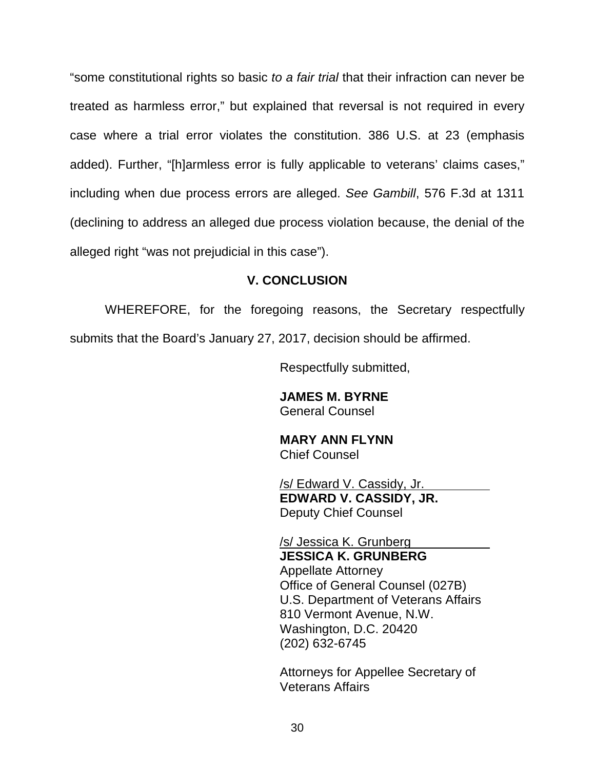"some constitutional rights so basic *to a fair trial* that their infraction can never be treated as harmless error," but explained that reversal is not required in every case where a trial error violates the constitution. 386 U.S. at 23 (emphasis added). Further, "[h]armless error is fully applicable to veterans' claims cases," including when due process errors are alleged. *See Gambill*, 576 F.3d at 1311 (declining to address an alleged due process violation because, the denial of the alleged right "was not prejudicial in this case").

## V. CONCLUSION

WHEREFORE, for the foregoing reasons, the Secretary respectfully submits that the Board's January 27, 2017, decision should be affirmed.

Respectfully submitted,

**JAMES M. BYRNE**
General Counsel

**MARY ANN FLYNN**
Chief Counsel

/s/ Edward V. Cassidy, Jr.
**EDWARD V. CASSIDY, JR.**
Deputy Chief Counsel

/s/ Jessica K. Grunberg
**JESSICA K. GRUNBERG**
Appellate Attorney
Office of General Counsel (027B)
U.S. Department of Veterans Affairs
810 Vermont Avenue, N.W.
Washington, D.C. 20420
(202) 632-6745

Attorneys for Appellee Secretary of Veterans Affairs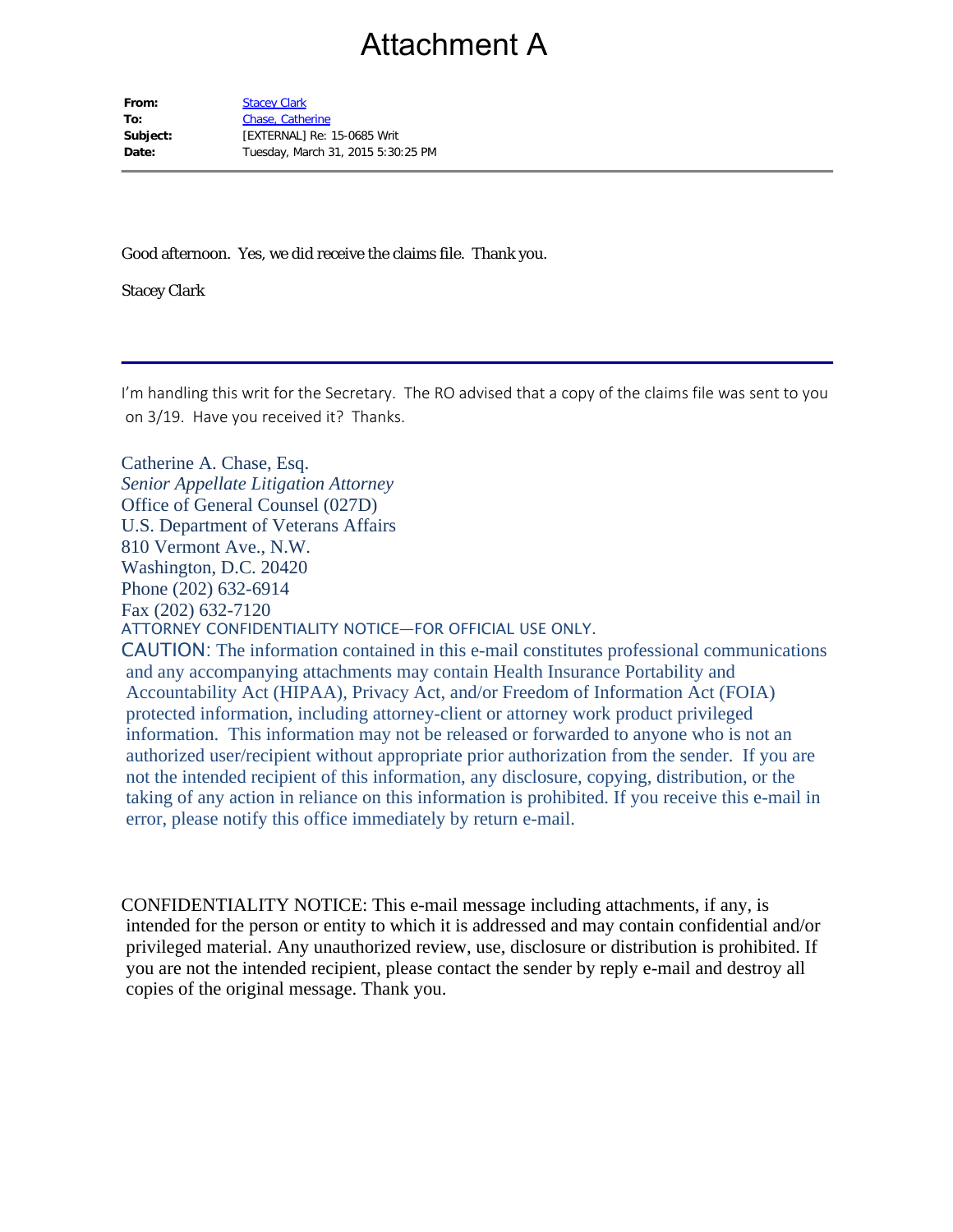# Attachment A

**From:** Stacey Clark
**To:** Chase, Catherine
**Subject:** [EXTERNAL] Re: 15-0685 Writ
**Date:** Tuesday, March 31, 2015 5:30:25 PM

---

Good afternoon. Yes, we did receive the claims file. Thank you.

Stacey Clark

---

I'm handling this writ for the Secretary. The RO advised that a copy of the claims file was sent to you on 3/19. Have you received it? Thanks.

Catherine A. Chase, Esq.
*Senior Appellate Litigation Attorney*
Office of General Counsel (027D)
U.S. Department of Veterans Affairs
810 Vermont Ave., N.W.
Washington, D.C. 20420
Phone (202) 632-6914
Fax (202) 632-7120

ATTORNEY CONFIDENTIALITY NOTICE—FOR OFFICIAL USE ONLY.

CAUTION: The information contained in this e-mail constitutes professional communications and any accompanying attachments may contain Health Insurance Portability and Accountability Act (HIPAA), Privacy Act, and/or Freedom of Information Act (FOIA) protected information, including attorney-client or attorney work product privileged information. This information may not be released or forwarded to anyone who is not an authorized user/recipient without appropriate prior authorization from the sender. If you are not the intended recipient of this information, any disclosure, copying, distribution, or the taking of any action in reliance on this information is prohibited. If you receive this e-mail in error, please notify this office immediately by return e-mail.

CONFIDENTIALITY NOTICE: This e-mail message including attachments, if any, is intended for the person or entity to which it is addressed and may contain confidential and/or privileged material. Any unauthorized review, use, disclosure or distribution is prohibited. If you are not the intended recipient, please contact the sender by reply e-mail and destroy all copies of the original message. Thank you.